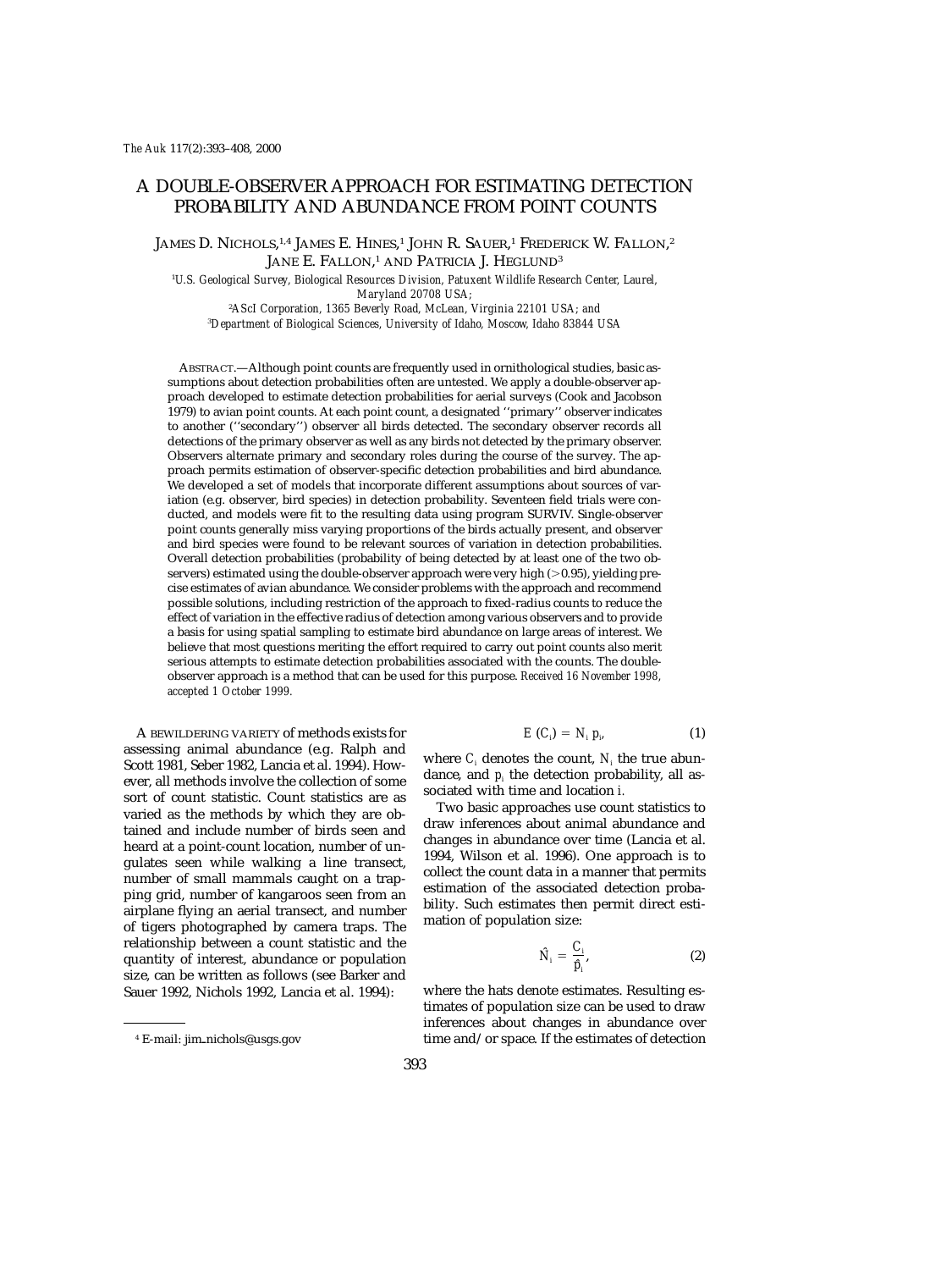# A DOUBLE-OBSERVER APPROACH FOR ESTIMATING DETECTION PROBABILITY AND ABUNDANCE FROM POINT COUNTS

JAMES D. NICHOLS,[1,4] JAMES E. HINES,[1] JOHN R. SAUER,[1] FREDERICK W. FALLON,[2] JANE E. FALLON,[1] AND PATRICIA J. HEGLUND[3]

[1]*U.S. Geological Survey, Biological Resources Division, Patuxent Wildlife Research Center, Laurel, Maryland 20708 USA;*

[2]*AScI Corporation, 1365 Beverly Road, McLean, Virginia 22101 USA; and*

[3]*Department of Biological Sciences, University of Idaho, Moscow, Idaho 83844 USA*

ABSTRACT.—Although point counts are frequently used in ornithological studies, basic assumptions about detection probabilities often are untested. We apply a double-observer approach developed to estimate detection probabilities for aerial surveys (Cook and Jacobson 1979) to avian point counts. At each point count, a designated ''primary'' observer indicates to another (''secondary'') observer all birds detected. The secondary observer records all detections of the primary observer as well as any birds not detected by the primary observer. Observers alternate primary and secondary roles during the course of the survey. The approach permits estimation of observer-specific detection probabilities and bird abundance. We developed a set of models that incorporate different assumptions about sources of variation (e.g. observer, bird species) in detection probability. Seventeen field trials were conducted, and models were fit to the resulting data using program SURVIV. Single-observer point counts generally miss varying proportions of the birds actually present, and observer and bird species were found to be relevant sources of variation in detection probabilities. Overall detection probabilities (probability of being detected by at least one of the two observers) estimated using the double-observer approach were very high (>0.95), yielding precise estimates of avian abundance. We consider problems with the approach and recommend possible solutions, including restriction of the approach to fixed-radius counts to reduce the effect of variation in the effective radius of detection among various observers and to provide a basis for using spatial sampling to estimate bird abundance on large areas of interest. We believe that most questions meriting the effort required to carry out point counts also merit serious attempts to estimate detection probabilities associated with the counts. The double-observer approach is a method that can be used for this purpose. *Received 16 November 1998, accepted 1 October 1999.*

A BEWILDERING VARIETY of methods exists for assessing animal abundance (e.g. Ralph and Scott 1981, Seber 1982, Lancia et al. 1994). However, all methods involve the collection of some sort of count statistic. Count statistics are as varied as the methods by which they are obtained and include number of birds seen and heard at a point-count location, number of ungulates seen while walking a line transect, number of small mammals caught on a trapping grid, number of kangaroos seen from an airplane flying an aerial transect, and number of tigers photographed by camera traps. The relationship between a count statistic and the quantity of interest, abundance or population size, can be written as follows (see Barker and Sauer 1992, Nichols 1992, Lancia et al. 1994):

$$E(C_i) = N_i p_i, \tag{1}$$

where $C_i$ denotes the count, $N_i$ the true abundance, and $p_i$ the detection probability, all associated with time and location $i$.

Two basic approaches use count statistics to draw inferences about animal abundance and changes in abundance over time (Lancia et al. 1994, Wilson et al. 1996). One approach is to collect the count data in a manner that permits estimation of the associated detection probability. Such estimates then permit direct estimation of population size:

$$\hat{N}_i = \frac{C_i}{\hat{p}_i}, \tag{2}$$

where the hats denote estimates. Resulting estimates of population size can be used to draw inferences about changes in abundance over time and/or space. If the estimates of detection

[4] E-mail: jim_nichols@usgs.gov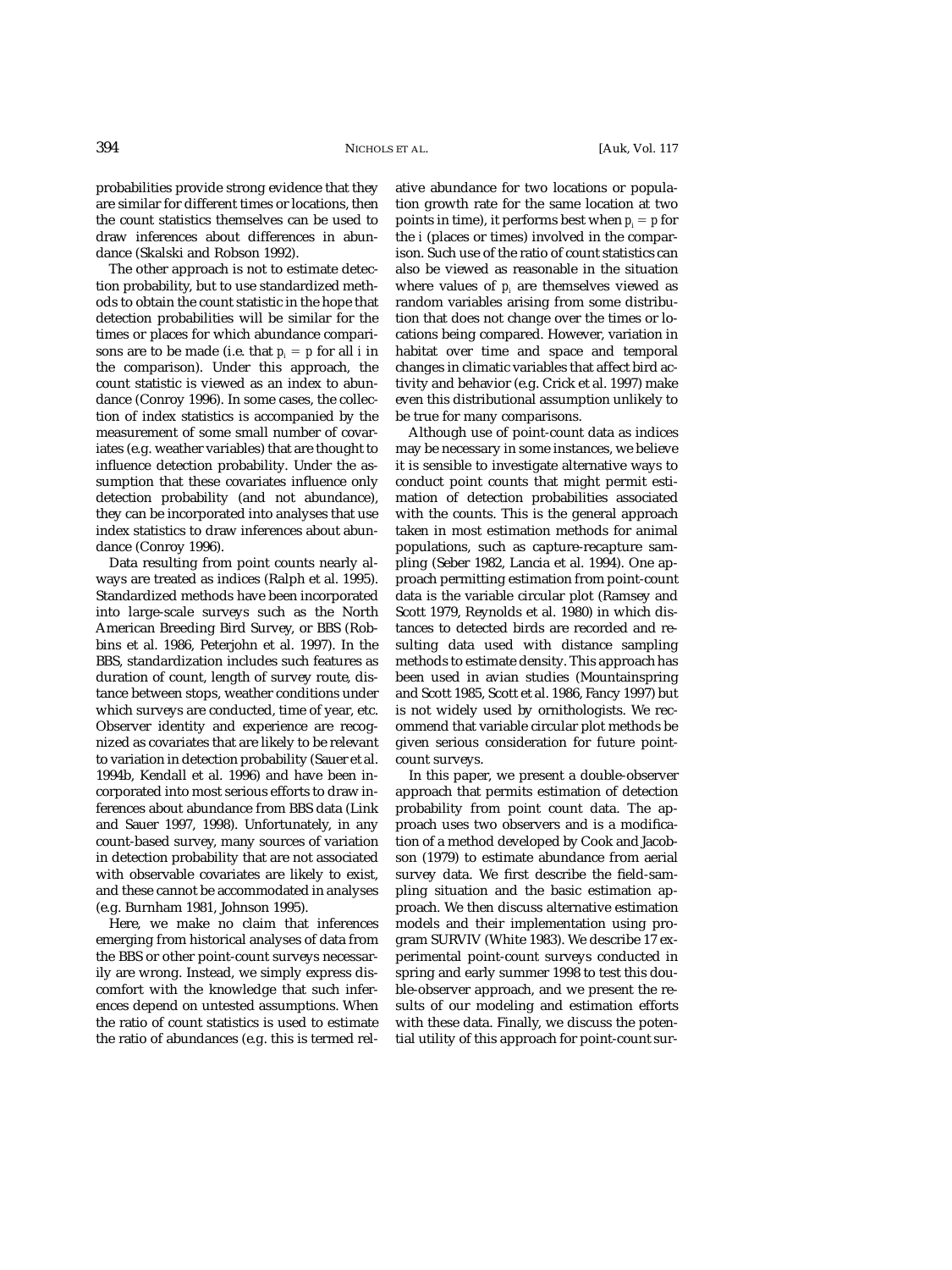probabilities provide strong evidence that they are similar for different times or locations, then the count statistics themselves can be used to draw inferences about differences in abundance (Skalski and Robson 1992).

The other approach is not to estimate detection probability, but to use standardized methods to obtain the count statistic in the hope that detection probabilities will be similar for the times or places for which abundance comparisons are to be made (i.e. that $p_i = p$ for all $i$ in the comparison). Under this approach, the count statistic is viewed as an index to abundance (Conroy 1996). In some cases, the collection of index statistics is accompanied by the measurement of some small number of covariates (e.g. weather variables) that are thought to influence detection probability. Under the assumption that these covariates influence only detection probability (and not abundance), they can be incorporated into analyses that use index statistics to draw inferences about abundance (Conroy 1996).

Data resulting from point counts nearly always are treated as indices (Ralph et al. 1995). Standardized methods have been incorporated into large-scale surveys such as the North American Breeding Bird Survey, or BBS (Robbins et al. 1986, Peterjohn et al. 1997). In the BBS, standardization includes such features as duration of count, length of survey route, distance between stops, weather conditions under which surveys are conducted, time of year, etc. Observer identity and experience are recognized as covariates that are likely to be relevant to variation in detection probability (Sauer et al. 1994b, Kendall et al. 1996) and have been incorporated into most serious efforts to draw inferences about abundance from BBS data (Link and Sauer 1997, 1998). Unfortunately, in any count-based survey, many sources of variation in detection probability that are not associated with observable covariates are likely to exist, and these cannot be accommodated in analyses (e.g. Burnham 1981, Johnson 1995).

Here, we make no claim that inferences emerging from historical analyses of data from the BBS or other point-count surveys necessarily are wrong. Instead, we simply express discomfort with the knowledge that such inferences depend on untested assumptions. When the ratio of count statistics is used to estimate the ratio of abundances (e.g. this is termed relative abundance for two locations or population growth rate for the same location at two points in time), it performs best when $p_i = p$ for the $i$ (places or times) involved in the comparison. Such use of the ratio of count statistics can also be viewed as reasonable in the situation where values of $p_i$ are themselves viewed as random variables arising from some distribution that does not change over the times or locations being compared. However, variation in habitat over time and space and temporal changes in climatic variables that affect bird activity and behavior (e.g. Crick et al. 1997) make even this distributional assumption unlikely to be true for many comparisons.

Although use of point-count data as indices may be necessary in some instances, we believe it is sensible to investigate alternative ways to conduct point counts that might permit estimation of detection probabilities associated with the counts. This is the general approach taken in most estimation methods for animal populations, such as capture-recapture sampling (Seber 1982, Lancia et al. 1994). One approach permitting estimation from point-count data is the variable circular plot (Ramsey and Scott 1979, Reynolds et al. 1980) in which distances to detected birds are recorded and resulting data used with distance sampling methods to estimate density. This approach has been used in avian studies (Mountainspring and Scott 1985, Scott et al. 1986, Fancy 1997) but is not widely used by ornithologists. We recommend that variable circular plot methods be given serious consideration for future point-count surveys.

In this paper, we present a double-observer approach that permits estimation of detection probability from point count data. The approach uses two observers and is a modification of a method developed by Cook and Jacobson (1979) to estimate abundance from aerial survey data. We first describe the field-sampling situation and the basic estimation approach. We then discuss alternative estimation models and their implementation using program SURVIV (White 1983). We describe 17 experimental point-count surveys conducted in spring and early summer 1998 to test this double-observer approach, and we present the results of our modeling and estimation efforts with these data. Finally, we discuss the potential utility of this approach for point-count sur-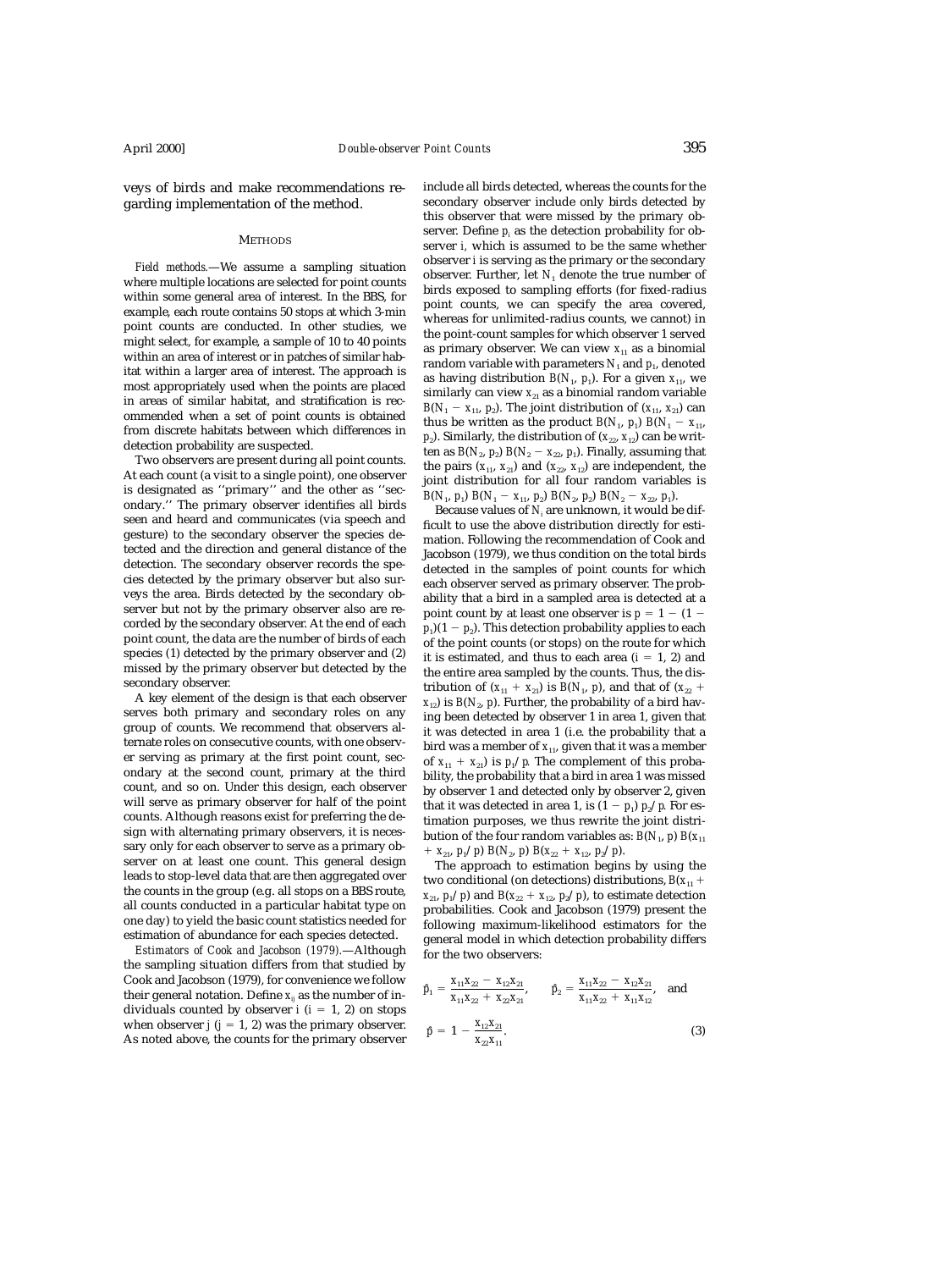veys of birds and make recommendations regarding implementation of the method.

## Methods

*Field methods.*—We assume a sampling situation where multiple locations are selected for point counts within some general area of interest. In the BBS, for example, each route contains 50 stops at which 3-min point counts are conducted. In other studies, we might select, for example, a sample of 10 to 40 points within an area of interest or in patches of similar habitat within a larger area of interest. The approach is most appropriately used when the points are placed in areas of similar habitat, and stratification is recommended when a set of point counts is obtained from discrete habitats between which differences in detection probability are suspected.

Two observers are present during all point counts. At each count (a visit to a single point), one observer is designated as ''primary'' and the other as ''secondary.'' The primary observer identifies all birds seen and heard and communicates (via speech and gesture) to the secondary observer the species detected and the direction and general distance of the detection. The secondary observer records the species detected by the primary observer but also surveys the area. Birds detected by the secondary observer but not by the primary observer also are recorded by the secondary observer. At the end of each point count, the data are the number of birds of each species (1) detected by the primary observer and (2) missed by the primary observer but detected by the secondary observer.

A key element of the design is that each observer serves both primary and secondary roles on any group of counts. We recommend that observers alternate roles on consecutive counts, with one observer serving as primary at the first point count, secondary at the second count, primary at the third count, and so on. Under this design, each observer will serve as primary observer for half of the point counts. Although reasons exist for preferring the design with alternating primary observers, it is necessary only for each observer to serve as a primary observer on at least one count. This general design leads to stop-level data that are then aggregated over the counts in the group (e.g. all stops on a BBS route, all counts conducted in a particular habitat type on one day) to yield the basic count statistics needed for estimation of abundance for each species detected.

*Estimators of Cook and Jacobson (1979).*—Although the sampling situation differs from that studied by Cook and Jacobson (1979), for convenience we follow their general notation. Define $x_{ij}$ as the number of individuals counted by observer $i$ ($i = 1, 2$) on stops when observer $j$ ($j = 1, 2$) was the primary observer. As noted above, the counts for the primary observer include all birds detected, whereas the counts for the secondary observer include only birds detected by this observer that were missed by the primary observer. Define $p_i$ as the detection probability for observer $i$, which is assumed to be the same whether observer $i$ is serving as the primary or the secondary observer. Further, let $N_1$ denote the true number of birds exposed to sampling efforts (for fixed-radius point counts, we can specify the area covered, whereas for unlimited-radius counts, we cannot) in the point-count samples for which observer 1 served as primary observer. We can view $x_{11}$ as a binomial random variable with parameters $N_1$ and $p_1$, denoted as having distribution $B(N_1, p_1)$. For a given $x_{11}$, we similarly can view $x_{21}$ as a binomial random variable $B(N_1 - x_{11}, p_2)$. The joint distribution of $(x_{11}, x_{21})$ can thus be written as the product $B(N_1, p_1)\, B(N_1 - x_{11}, p_2)$. Similarly, the distribution of $(x_{22}, x_{12})$ can be written as $B(N_2, p_2)\, B(N_2 - x_{22}, p_1)$. Finally, assuming that the pairs $(x_{11}, x_{21})$ and $(x_{22}, x_{12})$ are independent, the joint distribution for all four random variables is $B(N_1, p_1)\, B(N_1 - x_{11}, p_2)\, B(N_2, p_2)\, B(N_2 - x_{22}, p_1)$.

Because values of $N_i$ are unknown, it would be difficult to use the above distribution directly for estimation. Following the recommendation of Cook and Jacobson (1979), we thus condition on the total birds detected in the samples of point counts for which each observer served as primary observer. The probability that a bird in a sampled area is detected at a point count by at least one observer is $p = 1 - (1 - p_1)(1 - p_2)$. This detection probability applies to each of the point counts (or stops) on the route for which it is estimated, and thus to each area ($i = 1, 2$) and the entire area sampled by the counts. Thus, the distribution of $(x_{11} + x_{21})$ is $B(N_1, p)$, and that of $(x_{22} + x_{12})$ is $B(N_2, p)$. Further, the probability of a bird having been detected by observer 1 in area 1, given that it was detected in area 1 (i.e. the probability that a bird was a member of $x_{11}$, given that it was a member of $x_{11} + x_{21}$) is $p_1/p$. The complement of this probability, the probability that a bird in area 1 was missed by observer 1 and detected only by observer 2, given that it was detected in area 1, is $(1 - p_1)\, p_2/p$. For estimation purposes, we thus rewrite the joint distribution of the four random variables as: $B(N_1, p)\, B(x_{11} + x_{21}, p_1/p)\, B(N_2, p)\, B(x_{22} + x_{12}, p_2/p)$.

The approach to estimation begins by using the two conditional (on detections) distributions, $B(x_{11} + x_{21}, p_1/p)$ and $B(x_{22} + x_{12}, p_2/p)$, to estimate detection probabilities. Cook and Jacobson (1979) present the following maximum-likelihood estimators for the general model in which detection probability differs for the two observers:

$$\hat{p}_1 = \frac{x_{11}x_{22} - x_{12}x_{21}}{x_{11}x_{22} + x_{22}x_{21}}, \qquad \hat{p}_2 = \frac{x_{11}x_{22} - x_{12}x_{21}}{x_{11}x_{22} + x_{11}x_{12}}, \quad \text{and}$$

$$\hat{p} = 1 - \frac{x_{12}x_{21}}{x_{22}x_{11}}. \tag{3}$$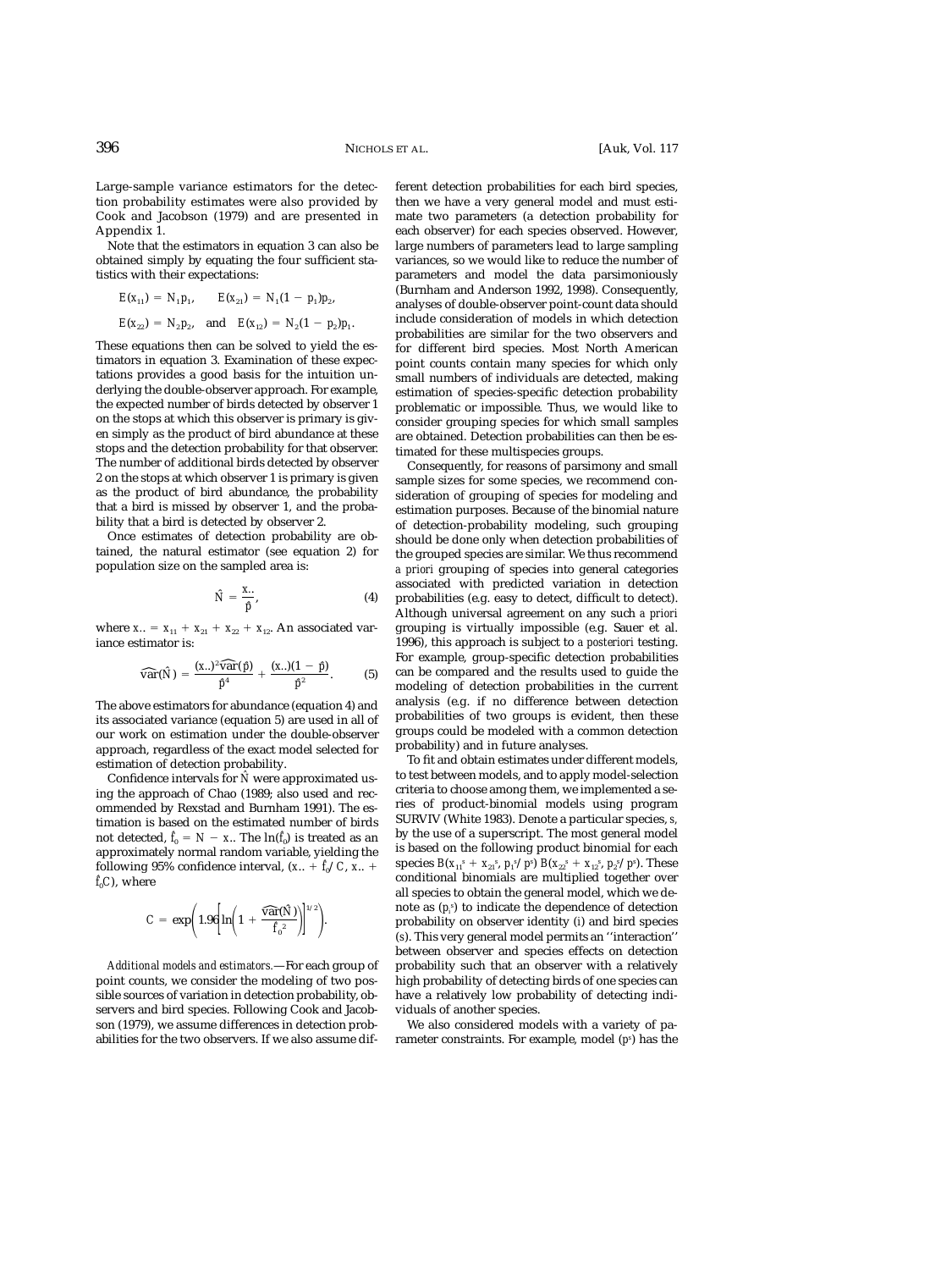Large-sample variance estimators for the detection probability estimates were also provided by Cook and Jacobson (1979) and are presented in Appendix 1.

Note that the estimators in equation 3 can also be obtained simply by equating the four sufficient statistics with their expectations:

$$E(x_{11}) = N_1 p_1, \quad E(x_{21}) = N_1(1 - p_1)p_2,$$

$$E(x_{22}) = N_2 p_2, \quad \text{and} \quad E(x_{12}) = N_2(1 - p_2)p_1.$$

These equations then can be solved to yield the estimators in equation 3. Examination of these expectations provides a good basis for the intuition underlying the double-observer approach. For example, the expected number of birds detected by observer 1 on the stops at which this observer is primary is given simply as the product of bird abundance at these stops and the detection probability for that observer. The number of additional birds detected by observer 2 on the stops at which observer 1 is primary is given as the product of bird abundance, the probability that a bird is missed by observer 1, and the probability that a bird is detected by observer 2.

Once estimates of detection probability are obtained, the natural estimator (see equation 2) for population size on the sampled area is:

$$\hat{N} = \frac{x_{..}}{\hat{p}}, \tag{4}$$

where $x_{..} = x_{11} + x_{21} + x_{22} + x_{12}$. An associated variance estimator is:

$$\widehat{\text{var}}(\hat{N}) = \frac{(x_{..})^2 \widehat{\text{var}}(\hat{p})}{\hat{p}^4} + \frac{(x_{..})(1 - \hat{p})}{\hat{p}^2}. \tag{5}$$

The above estimators for abundance (equation 4) and its associated variance (equation 5) are used in all of our work on estimation under the double-observer approach, regardless of the exact model selected for estimation of detection probability.

Confidence intervals for $\hat{N}$ were approximated using the approach of Chao (1989; also used and recommended by Rexstad and Burnham 1991). The estimation is based on the estimated number of birds not detected, $\hat{f}_0 = N - x_{..}$. The $\ln(\hat{f}_0)$ is treated as an approximately normal random variable, yielding the following 95% confidence interval, $(x_{..} + \hat{f}_0/C,\ x_{..} + \hat{f}_0 C)$, where

$$C = \exp\left(1.96\left[\ln\left(1 + \frac{\widehat{\text{var}}(\hat{N})}{\hat{f}_0^{\,2}}\right)\right]^{1/2}\right).$$

*Additional models and estimators.*—For each group of point counts, we consider the modeling of two possible sources of variation in detection probability, observers and bird species. Following Cook and Jacobson (1979), we assume differences in detection probabilities for the two observers. If we also assume different detection probabilities for each bird species, then we have a very general model and must estimate two parameters (a detection probability for each observer) for each species observed. However, large numbers of parameters lead to large sampling variances, so we would like to reduce the number of parameters and model the data parsimoniously (Burnham and Anderson 1992, 1998). Consequently, analyses of double-observer point-count data should include consideration of models in which detection probabilities are similar for the two observers and for different bird species. Most North American point counts contain many species for which only small numbers of individuals are detected, making estimation of species-specific detection probability problematic or impossible. Thus, we would like to consider grouping species for which small samples are obtained. Detection probabilities can then be estimated for these multispecies groups.

Consequently, for reasons of parsimony and small sample sizes for some species, we recommend consideration of grouping of species for modeling and estimation purposes. Because of the binomial nature of detection-probability modeling, such grouping should be done only when detection probabilities of the grouped species are similar. We thus recommend *a priori* grouping of species into general categories associated with predicted variation in detection probabilities (e.g. easy to detect, difficult to detect). Although universal agreement on any such *a priori* grouping is virtually impossible (e.g. Sauer et al. 1996), this approach is subject to *a posteriori* testing. For example, group-specific detection probabilities can be compared and the results used to guide the modeling of detection probabilities in the current analysis (e.g. if no difference between detection probabilities of two groups is evident, then these groups could be modeled with a common detection probability) and in future analyses.

To fit and obtain estimates under different models, to test between models, and to apply model-selection criteria to choose among them, we implemented a series of product-binomial models using program SURVIV (White 1983). Denote a particular species, $s$, by the use of a superscript. The most general model is based on the following product binomial for each species $B(x_{11}^s + x_{21}^s,\ p_1^s/p^s)\ B(x_{22}^s + x_{12}^s,\ p_2^s/p^s)$. These conditional binomials are multiplied together over all species to obtain the general model, which we denote as $(p_i^s)$ to indicate the dependence of detection probability on observer identity ($i$) and bird species ($s$). This very general model permits an ''interaction'' between observer and species effects on detection probability such that an observer with a relatively high probability of detecting birds of one species can have a relatively low probability of detecting individuals of another species.

We also considered models with a variety of parameter constraints. For example, model $(p^s)$ has the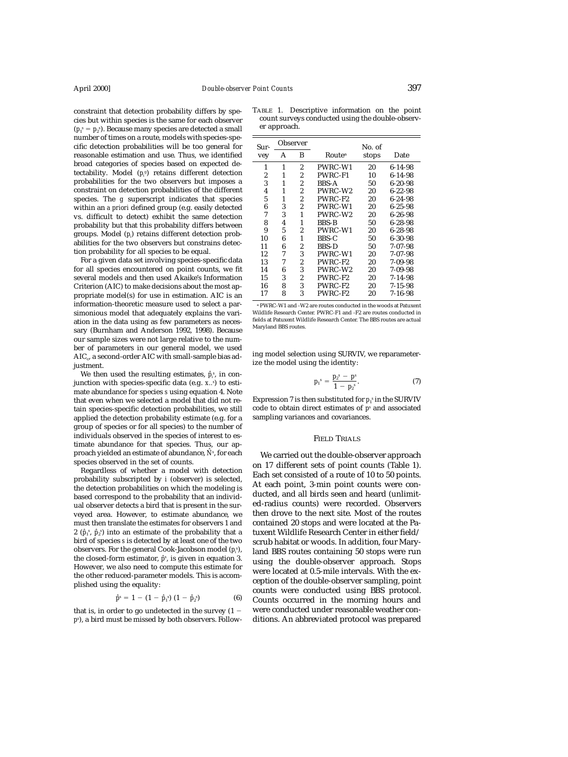constraint that detection probability differs by species but within species is the same for each observer ($p_1^s = p_2^s$). Because many species are detected a small number of times on a route, models with species-specific detection probabilities will be too general for reasonable estimation and use. Thus, we identified broad categories of species based on expected detectability. Model ($p_i^g$) retains different detection probabilities for the two observers but imposes a constraint on detection probabilities of the different species. The $g$ superscript indicates that species within an *a priori* defined group (e.g. easily detected vs. difficult to detect) exhibit the same detection probability but that this probability differs between groups. Model ($p_i$) retains different detection probabilities for the two observers but constrains detection probability for all species to be equal.

For a given data set involving species-specific data for all species encountered on point counts, we fit several models and then used Akaike's Information Criterion (AIC) to make decisions about the most appropriate model(s) for use in estimation. AIC is an information-theoretic measure used to select a parsimonious model that adequately explains the variation in the data using as few parameters as necessary (Burnham and Anderson 1992, 1998). Because our sample sizes were not large relative to the number of parameters in our general model, we used $AIC_c$, a second-order AIC with small-sample bias adjustment.

We then used the resulting estimates, $\hat{p}_i^s$, in conjunction with species-specific data (e.g. $x_{..}^s$) to estimate abundance for species $s$ using equation 4. Note that even when we selected a model that did not retain species-specific detection probabilities, we still applied the detection probability estimate (e.g. for a group of species or for all species) to the number of individuals observed in the species of interest to estimate abundance for that species. Thus, our approach yielded an estimate of abundance, $\hat{N}^s$, for each species observed in the set of counts.

Regardless of whether a model with detection probability subscripted by $i$ (observer) is selected, the detection probabilities on which the modeling is based correspond to the probability that an individual observer detects a bird that is present in the surveyed area. However, to estimate abundance, we must then translate the estimates for observers 1 and 2 ($\hat{p}_1^s$, $\hat{p}_2^s$) into an estimate of the probability that a bird of species $s$ is detected by at least one of the two observers. For the general Cook-Jacobson model ($p_i^s$), the closed-form estimator, $\hat{p}^s$, is given in equation 3. However, we also need to compute this estimate for the other reduced-parameter models. This is accomplished using the equality:

$$\hat{p}^s = 1 - (1 - \hat{p}_1^s)(1 - \hat{p}_2^s) \tag{6}$$

that is, in order to go undetected in the survey ($1 - p^s$), a bird must be missed by both observers. Following model selection using SURVIV, we reparameterize the model using the identity:

$$p_1^s = \frac{p_2^s - p^s}{1 - p_2^s}. \tag{7}$$

Expression 7 is then substituted for $p_1^s$ in the SURVIV code to obtain direct estimates of $p^s$ and associated sampling variances and covariances.

TABLE 1. Descriptive information on the point count surveys conducted using the double-observer approach.

| Survey | Observer A | Observer B | Route[a] | No. of stops | Date |
|---|---|---|---|---|---|
| 1 | 1 | 2 | PWRC-W1 | 20 | 6-14-98 |
| 2 | 1 | 2 | PWRC-F1 | 10 | 6-14-98 |
| 3 | 1 | 2 | BBS-A | 50 | 6-20-98 |
| 4 | 1 | 2 | PWRC-W2 | 20 | 6-22-98 |
| 5 | 1 | 2 | PWRC-F2 | 20 | 6-24-98 |
| 6 | 3 | 2 | PWRC-W1 | 20 | 6-25-98 |
| 7 | 3 | 1 | PWRC-W2 | 20 | 6-26-98 |
| 8 | 4 | 1 | BBS-B | 50 | 6-28-98 |
| 9 | 5 | 2 | PWRC-W1 | 20 | 6-28-98 |
| 10 | 6 | 1 | BBS-C | 50 | 6-30-98 |
| 11 | 6 | 2 | BBS-D | 50 | 7-07-98 |
| 12 | 7 | 3 | PWRC-W1 | 20 | 7-07-98 |
| 13 | 7 | 2 | PWRC-F2 | 20 | 7-09-98 |
| 14 | 6 | 3 | PWRC-W2 | 20 | 7-09-98 |
| 15 | 3 | 2 | PWRC-F2 | 20 | 7-14-98 |
| 16 | 8 | 3 | PWRC-F2 | 20 | 7-15-98 |
| 17 | 8 | 3 | PWRC-F2 | 20 | 7-16-98 |

[a] PWRC-W1 and -W2 are routes conducted in the woods at Patuxent Wildlife Research Center. PWRC-F1 and -F2 are routes conducted in fields at Patuxent Wildlife Research Center. The BBS routes are actual Maryland BBS routes.

## FIELD TRIALS

We carried out the double-observer approach on 17 different sets of point counts (Table 1). Each set consisted of a route of 10 to 50 points. At each point, 3-min point counts were conducted, and all birds seen and heard (unlimited-radius counts) were recorded. Observers then drove to the next site. Most of the routes contained 20 stops and were located at the Patuxent Wildlife Research Center in either field/scrub habitat or woods. In addition, four Maryland BBS routes containing 50 stops were run using the double-observer approach. Stops were located at 0.5-mile intervals. With the exception of the double-observer sampling, point counts were conducted using BBS protocol. Counts occurred in the morning hours and were conducted under reasonable weather conditions. An abbreviated protocol was prepared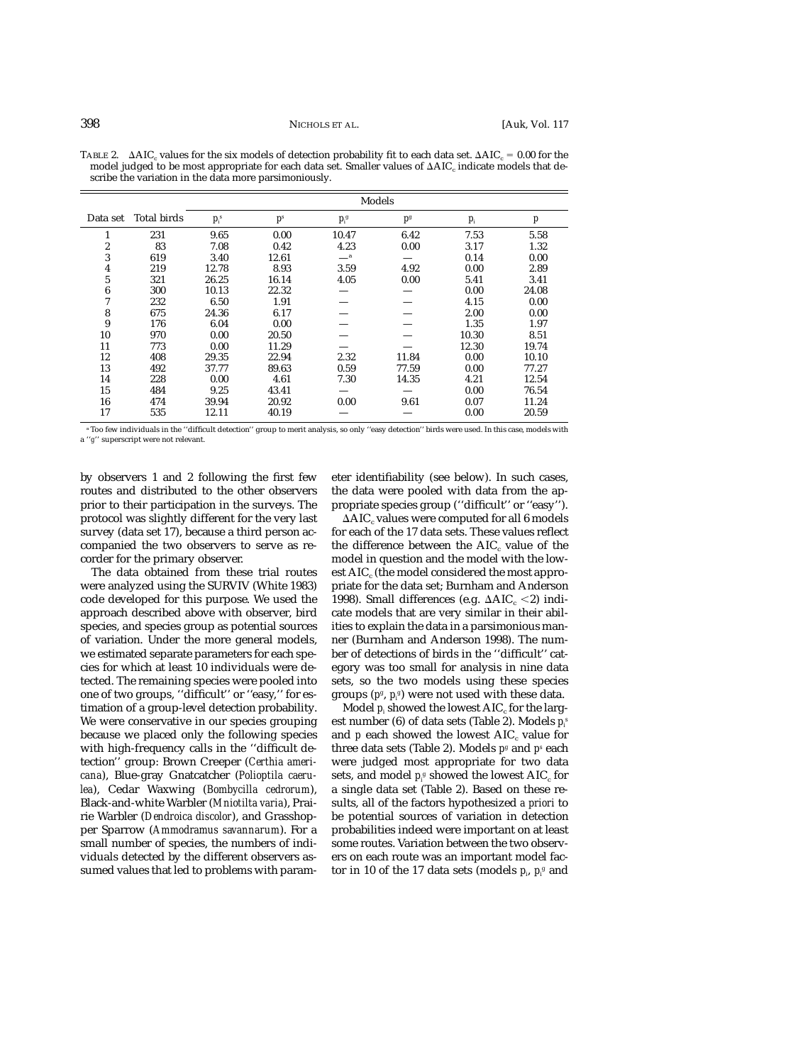TABLE 2. $\Delta AIC_c$ values for the six models of detection probability fit to each data set. $\Delta AIC_c = 0.00$ for the model judged to be most appropriate for each data set. Smaller values of $\Delta AIC_c$ indicate models that describe the variation in the data more parsimoniously.

| Data set | Total birds | Models | | | | | |
|---|---|---|---|---|---|---|---|
| | | $p_i^s$ | $p^s$ | $p_i^g$ | $p^g$ | $p_i$ | $p$ |
| 1 | 231 | 9.65 | 0.00 | 10.47 | 6.42 | 7.53 | 5.58 |
| 2 | 83 | 7.08 | 0.42 | 4.23 | 0.00 | 3.17 | 1.32 |
| 3 | 619 | 3.40 | 12.61 | —[a] | — | 0.14 | 0.00 |
| 4 | 219 | 12.78 | 8.93 | 3.59 | 4.92 | 0.00 | 2.89 |
| 5 | 321 | 26.25 | 16.14 | 4.05 | 0.00 | 5.41 | 3.41 |
| 6 | 300 | 10.13 | 22.32 | — | — | 0.00 | 24.08 |
| 7 | 232 | 6.50 | 1.91 | — | — | 4.15 | 0.00 |
| 8 | 675 | 24.36 | 6.17 | — | — | 2.00 | 0.00 |
| 9 | 176 | 6.04 | 0.00 | — | — | 1.35 | 1.97 |
| 10 | 970 | 0.00 | 20.50 | — | — | 10.30 | 8.51 |
| 11 | 773 | 0.00 | 11.29 | — | — | 12.30 | 19.74 |
| 12 | 408 | 29.35 | 22.94 | 2.32 | 11.84 | 0.00 | 10.10 |
| 13 | 492 | 37.77 | 89.63 | 0.59 | 77.59 | 0.00 | 77.27 |
| 14 | 228 | 0.00 | 4.61 | 7.30 | 14.35 | 4.21 | 12.54 |
| 15 | 484 | 9.25 | 43.41 | — | — | 0.00 | 76.54 |
| 16 | 474 | 39.94 | 20.92 | 0.00 | 9.61 | 0.07 | 11.24 |
| 17 | 535 | 12.11 | 40.19 | — | — | 0.00 | 20.59 |

[a] Too few individuals in the "difficult detection" group to merit analysis, so only "easy detection" birds were used. In this case, models with a "g" superscript were not relevant.

by observers 1 and 2 following the first few routes and distributed to the other observers prior to their participation in the surveys. The protocol was slightly different for the very last survey (data set 17), because a third person accompanied the two observers to serve as recorder for the primary observer.

The data obtained from these trial routes were analyzed using the SURVIV (White 1983) code developed for this purpose. We used the approach described above with observer, bird species, and species group as potential sources of variation. Under the more general models, we estimated separate parameters for each species for which at least 10 individuals were detected. The remaining species were pooled into one of two groups, "difficult" or "easy," for estimation of a group-level detection probability. We were conservative in our species grouping because we placed only the following species with high-frequency calls in the "difficult detection" group: Brown Creeper (*Certhia americana*), Blue-gray Gnatcatcher (*Polioptila caerulea*), Cedar Waxwing (*Bombycilla cedrorum*), Black-and-white Warbler (*Mniotilta varia*), Prairie Warbler (*Dendroica discolor*), and Grasshopper Sparrow (*Ammodramus savannarum*). For a small number of species, the numbers of individuals detected by the different observers assumed values that led to problems with parameter identifiability (see below). In such cases, the data were pooled with data from the appropriate species group ("difficult" or "easy").

$\Delta AIC_c$ values were computed for all 6 models for each of the 17 data sets. These values reflect the difference between the $AIC_c$ value of the model in question and the model with the lowest $AIC_c$ (the model considered the most appropriate for the data set; Burnham and Anderson 1998). Small differences (e.g. $\Delta AIC_c < 2$) indicate models that are very similar in their abilities to explain the data in a parsimonious manner (Burnham and Anderson 1998). The number of detections of birds in the "difficult" category was too small for analysis in nine data sets, so the two models using these species groups ($p^g$, $p_i^g$) were not used with these data.

Model $p_i$ showed the lowest $AIC_c$ for the largest number (6) of data sets (Table 2). Models $p_i^s$ and $p$ each showed the lowest $AIC_c$ value for three data sets (Table 2). Models $p^g$ and $p^s$ each were judged most appropriate for two data sets, and model $p_i^g$ showed the lowest $AIC_c$ for a single data set (Table 2). Based on these results, all of the factors hypothesized *a priori* to be potential sources of variation in detection probabilities indeed were important on at least some routes. Variation between the two observers on each route was an important model factor in 10 of the 17 data sets (models $p_i$, $p_i^g$ and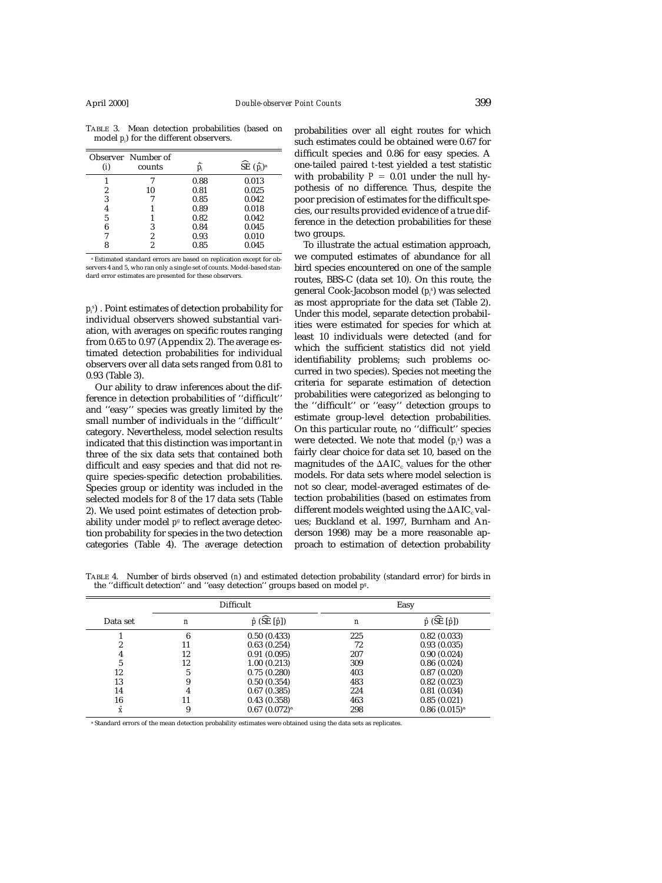TABLE 3. Mean detection probabilities (based on model $p_i$) for the different observers.

| Observer (i) | Number of counts | $\hat{p}_i$ | $\widehat{SE}(\hat{p}_i)$[a] |
|---|---|---|---|
| 1 | 7 | 0.88 | 0.013 |
| 2 | 10 | 0.81 | 0.025 |
| 3 | 7 | 0.85 | 0.042 |
| 4 | 1 | 0.89 | 0.018 |
| 5 | 1 | 0.82 | 0.042 |
| 6 | 3 | 0.84 | 0.045 |
| 7 | 2 | 0.93 | 0.010 |
| 8 | 2 | 0.85 | 0.045 |

[a] Estimated standard errors are based on replication except for observers 4 and 5, who ran only a single set of counts. Model-based standard error estimates are presented for these observers.

$p_i^s$). Point estimates of detection probability for individual observers showed substantial variation, with averages on specific routes ranging from 0.65 to 0.97 (Appendix 2). The average estimated detection probabilities for individual observers over all data sets ranged from 0.81 to 0.93 (Table 3).

Our ability to draw inferences about the difference in detection probabilities of ''difficult'' and ''easy'' species was greatly limited by the small number of individuals in the ''difficult'' category. Nevertheless, model selection results indicated that this distinction was important in three of the six data sets that contained both difficult and easy species and that did not require species-specific detection probabilities. Species group or identity was included in the selected models for 8 of the 17 data sets (Table 2). We used point estimates of detection probability under model $p^g$ to reflect average detection probability for species in the two detection categories (Table 4). The average detection probabilities over all eight routes for which such estimates could be obtained were 0.67 for difficult species and 0.86 for easy species. A one-tailed paired $t$-test yielded a test statistic with probability $P = 0.01$ under the null hypothesis of no difference. Thus, despite the poor precision of estimates for the difficult species, our results provided evidence of a true difference in the detection probabilities for these two groups.

To illustrate the actual estimation approach, we computed estimates of abundance for all bird species encountered on one of the sample routes, BBS-C (data set 10). On this route, the general Cook-Jacobson model ($p_i^s$) was selected as most appropriate for the data set (Table 2). Under this model, separate detection probabilities were estimated for species for which at least 10 individuals were detected (and for which the sufficient statistics did not yield identifiability problems; such problems occurred in two species). Species not meeting the criteria for separate estimation of detection probabilities were categorized as belonging to the ''difficult'' or ''easy'' detection groups to estimate group-level detection probabilities. On this particular route, no ''difficult'' species were detected. We note that model ($p_i^s$) was a fairly clear choice for data set 10, based on the magnitudes of the $\Delta AIC_c$ values for the other models. For data sets where model selection is not so clear, model-averaged estimates of detection probabilities (based on estimates from different models weighted using the $\Delta AIC_c$ values; Buckland et al. 1997, Burnham and Anderson 1998) may be a more reasonable approach to estimation of detection probability

TABLE 4. Number of birds observed (n) and estimated detection probability (standard error) for birds in the ''difficult detection'' and ''easy detection'' groups based on model $p^g$.

| Data set | Difficult | | Easy | |
|---|---|---|---|---|
| | n | $\hat{p}$ ($\widehat{SE}[\hat{p}]$) | n | $\hat{p}$ ($\widehat{SE}[\hat{p}]$) |
| 1 | 6 | 0.50 (0.433) | 225 | 0.82 (0.033) |
| 2 | 11 | 0.63 (0.254) | 72 | 0.93 (0.035) |
| 4 | 12 | 0.91 (0.095) | 207 | 0.90 (0.024) |
| 5 | 12 | 1.00 (0.213) | 309 | 0.86 (0.024) |
| 12 | 5 | 0.75 (0.280) | 403 | 0.87 (0.020) |
| 13 | 9 | 0.50 (0.354) | 483 | 0.82 (0.023) |
| 14 | 4 | 0.67 (0.385) | 224 | 0.81 (0.034) |
| 16 | 11 | 0.43 (0.358) | 463 | 0.85 (0.021) |
| $\bar{x}$ | 9 | 0.67 (0.072)[a] | 298 | 0.86 (0.015)[a] |

[a] Standard errors of the mean detection probability estimates were obtained using the data sets as replicates.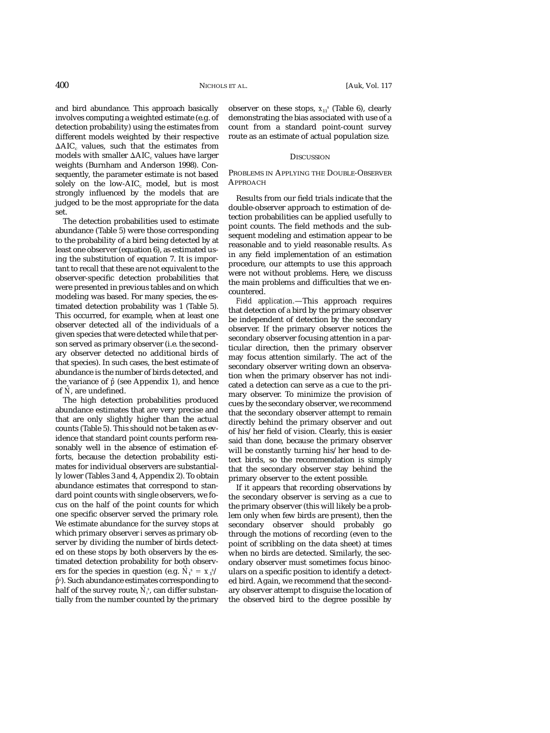and bird abundance. This approach basically involves computing a weighted estimate (e.g. of detection probability) using the estimates from different models weighted by their respective $\Delta AIC_c$ values, such that the estimates from models with smaller $\Delta AIC_c$ values have larger weights (Burnham and Anderson 1998). Consequently, the parameter estimate is not based solely on the low-$AIC_c$ model, but is most strongly influenced by the models that are judged to be the most appropriate for the data set.

The detection probabilities used to estimate abundance (Table 5) were those corresponding to the probability of a bird being detected by at least one observer (equation 6), as estimated using the substitution of equation 7. It is important to recall that these are not equivalent to the observer-specific detection probabilities that were presented in previous tables and on which modeling was based. For many species, the estimated detection probability was 1 (Table 5). This occurred, for example, when at least one observer detected all of the individuals of a given species that were detected while that person served as primary observer (i.e. the secondary observer detected no additional birds of that species). In such cases, the best estimate of abundance is the number of birds detected, and the variance of $\hat{p}$ (see Appendix 1), and hence of $\hat{N}$, are undefined.

The high detection probabilities produced abundance estimates that are very precise and that are only slightly higher than the actual counts (Table 5). This should not be taken as evidence that standard point counts perform reasonably well in the absence of estimation efforts, because the detection probability estimates for individual observers are substantially lower (Tables 3 and 4, Appendix 2). To obtain abundance estimates that correspond to standard point counts with single observers, we focus on the half of the point counts for which one specific observer served the primary role. We estimate abundance for the survey stops at which primary observer $i$ serves as primary observer by dividing the number of birds detected on these stops by both observers by the estimated detection probability for both observers for the species in question (e.g. $\hat{N}_1^s = x_{.1}^s/\hat{p}^s$). Such abundance estimates corresponding to half of the survey route, $\hat{N}_i^s$, can differ substantially from the number counted by the primary observer on these stops, $x_{11}^s$ (Table 6), clearly demonstrating the bias associated with use of a count from a standard point-count survey route as an estimate of actual population size.

## Discussion

### Problems in Applying the Double-Observer Approach

Results from our field trials indicate that the double-observer approach to estimation of detection probabilities can be applied usefully to point counts. The field methods and the subsequent modeling and estimation appear to be reasonable and to yield reasonable results. As in any field implementation of an estimation procedure, our attempts to use this approach were not without problems. Here, we discuss the main problems and difficulties that we encountered.

*Field application.*—This approach requires that detection of a bird by the primary observer be independent of detection by the secondary observer. If the primary observer notices the secondary observer focusing attention in a particular direction, then the primary observer may focus attention similarly. The act of the secondary observer writing down an observation when the primary observer has not indicated a detection can serve as a cue to the primary observer. To minimize the provision of cues by the secondary observer, we recommend that the secondary observer attempt to remain directly behind the primary observer and out of his/her field of vision. Clearly, this is easier said than done, because the primary observer will be constantly turning his/her head to detect birds, so the recommendation is simply that the secondary observer stay behind the primary observer to the extent possible.

If it appears that recording observations by the secondary observer is serving as a cue to the primary observer (this will likely be a problem only when few birds are present), then the secondary observer should probably go through the motions of recording (even to the point of scribbling on the data sheet) at times when no birds are detected. Similarly, the secondary observer must sometimes focus binoculars on a specific position to identify a detected bird. Again, we recommend that the secondary observer attempt to disguise the location of the observed bird to the degree possible by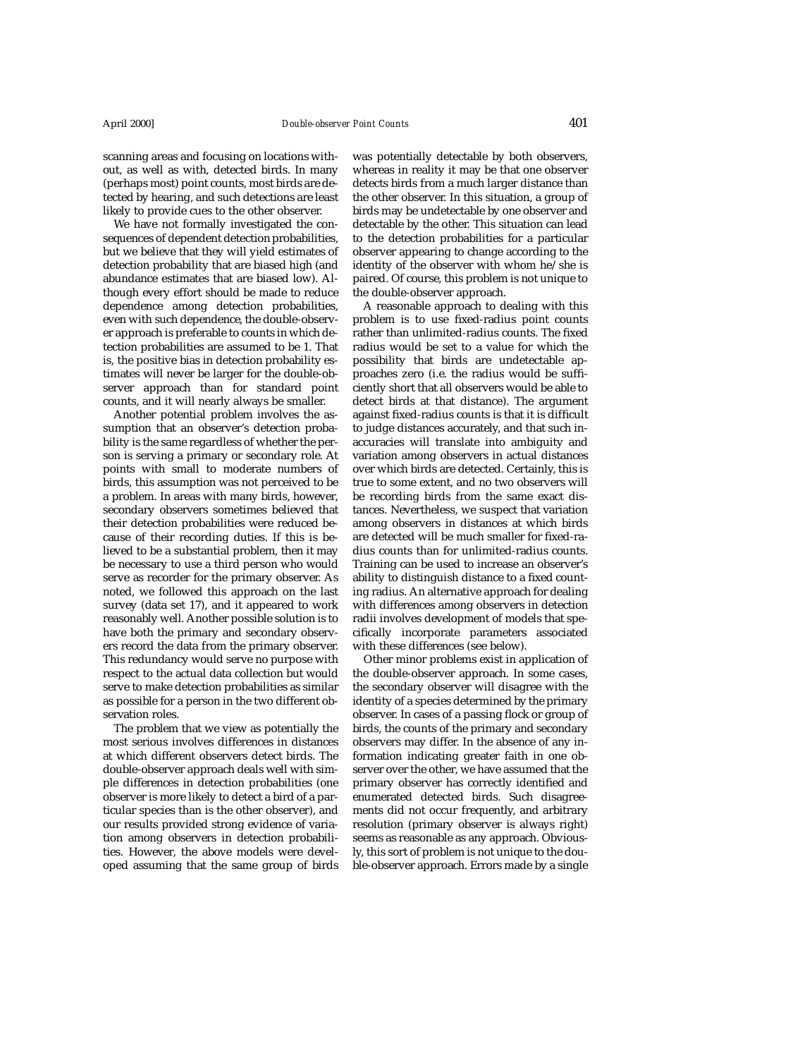scanning areas and focusing on locations without, as well as with, detected birds. In many (perhaps most) point counts, most birds are detected by hearing, and such detections are least likely to provide cues to the other observer.

We have not formally investigated the consequences of dependent detection probabilities, but we believe that they will yield estimates of detection probability that are biased high (and abundance estimates that are biased low). Although every effort should be made to reduce dependence among detection probabilities, even with such dependence, the double-observer approach is preferable to counts in which detection probabilities are assumed to be 1. That is, the positive bias in detection probability estimates will never be larger for the double-observer approach than for standard point counts, and it will nearly always be smaller.

Another potential problem involves the assumption that an observer's detection probability is the same regardless of whether the person is serving a primary or secondary role. At points with small to moderate numbers of birds, this assumption was not perceived to be a problem. In areas with many birds, however, secondary observers sometimes believed that their detection probabilities were reduced because of their recording duties. If this is believed to be a substantial problem, then it may be necessary to use a third person who would serve as recorder for the primary observer. As noted, we followed this approach on the last survey (data set 17), and it appeared to work reasonably well. Another possible solution is to have both the primary and secondary observers record the data from the primary observer. This redundancy would serve no purpose with respect to the actual data collection but would serve to make detection probabilities as similar as possible for a person in the two different observation roles.

The problem that we view as potentially the most serious involves differences in distances at which different observers detect birds. The double-observer approach deals well with simple differences in detection probabilities (one observer is more likely to detect a bird of a particular species than is the other observer), and our results provided strong evidence of variation among observers in detection probabilities. However, the above models were developed assuming that the same group of birds was potentially detectable by both observers, whereas in reality it may be that one observer detects birds from a much larger distance than the other observer. In this situation, a group of birds may be undetectable by one observer and detectable by the other. This situation can lead to the detection probabilities for a particular observer appearing to change according to the identity of the observer with whom he/she is paired. Of course, this problem is not unique to the double-observer approach.

A reasonable approach to dealing with this problem is to use fixed-radius point counts rather than unlimited-radius counts. The fixed radius would be set to a value for which the possibility that birds are undetectable approaches zero (i.e. the radius would be sufficiently short that all observers would be able to detect birds at that distance). The argument against fixed-radius counts is that it is difficult to judge distances accurately, and that such inaccuracies will translate into ambiguity and variation among observers in actual distances over which birds are detected. Certainly, this is true to some extent, and no two observers will be recording birds from the same exact distances. Nevertheless, we suspect that variation among observers in distances at which birds are detected will be much smaller for fixed-radius counts than for unlimited-radius counts. Training can be used to increase an observer's ability to distinguish distance to a fixed counting radius. An alternative approach for dealing with differences among observers in detection radii involves development of models that specifically incorporate parameters associated with these differences (see below).

Other minor problems exist in application of the double-observer approach. In some cases, the secondary observer will disagree with the identity of a species determined by the primary observer. In cases of a passing flock or group of birds, the counts of the primary and secondary observers may differ. In the absence of any information indicating greater faith in one observer over the other, we have assumed that the primary observer has correctly identified and enumerated detected birds. Such disagreements did not occur frequently, and arbitrary resolution (primary observer is always right) seems as reasonable as any approach. Obviously, this sort of problem is not unique to the double-observer approach. Errors made by a single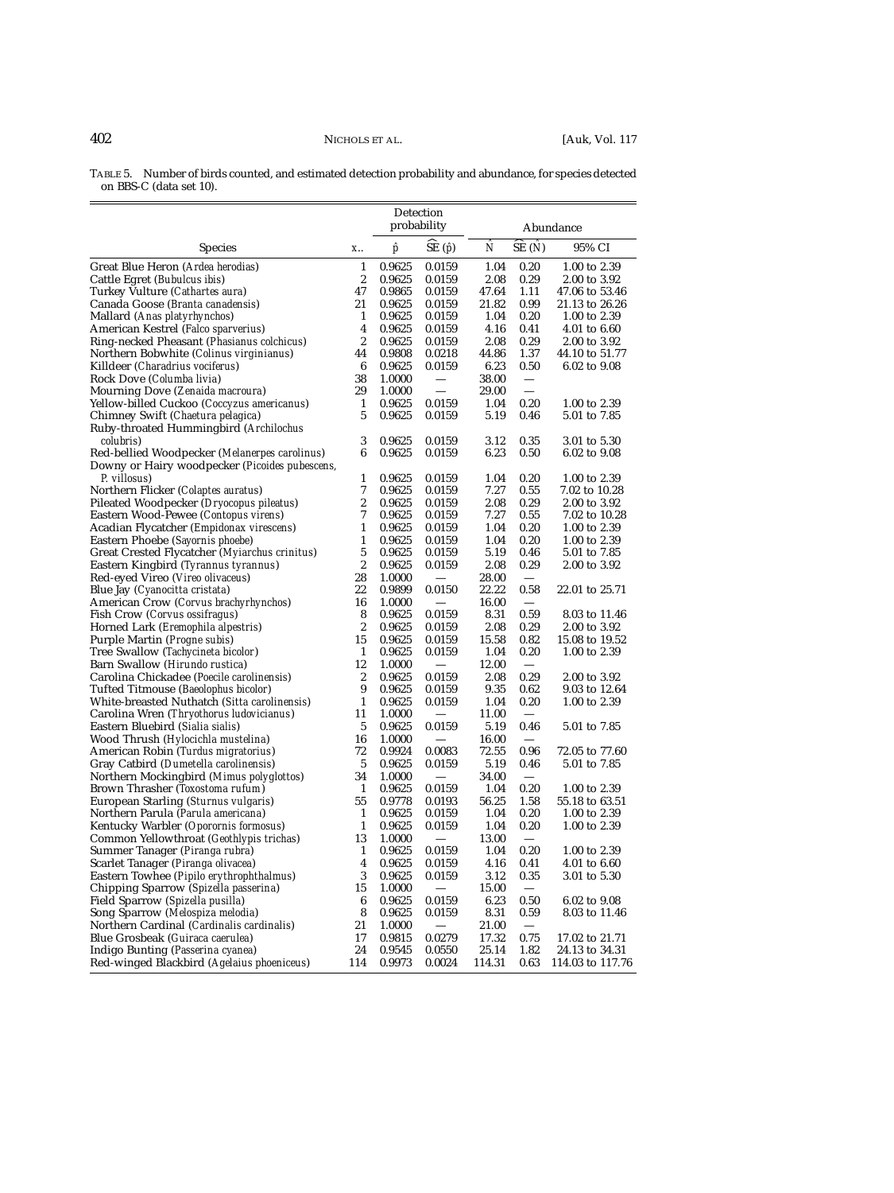TABLE 5. Number of birds counted, and estimated detection probability and abundance, for species detected on BBS-C (data set 10).

| Species | $x_{..}$ | Detection probability $\hat{p}$ | $\widehat{SE}(\hat{p})$ | Abundance $\hat{N}$ | $\widehat{SE}(\hat{N})$ | 95% CI |
|---|---|---|---|---|---|---|
| Great Blue Heron (*Ardea herodias*) | 1 | 0.9625 | 0.0159 | 1.04 | 0.20 | 1.00 to 2.39 |
| Cattle Egret (*Bubulcus ibis*) | 2 | 0.9625 | 0.0159 | 2.08 | 0.29 | 2.00 to 3.92 |
| Turkey Vulture (*Cathartes aura*) | 47 | 0.9865 | 0.0159 | 47.64 | 1.11 | 47.06 to 53.46 |
| Canada Goose (*Branta canadensis*) | 21 | 0.9625 | 0.0159 | 21.82 | 0.99 | 21.13 to 26.26 |
| Mallard (*Anas platyrhynchos*) | 1 | 0.9625 | 0.0159 | 1.04 | 0.20 | 1.00 to 2.39 |
| American Kestrel (*Falco sparverius*) | 4 | 0.9625 | 0.0159 | 4.16 | 0.41 | 4.01 to 6.60 |
| Ring-necked Pheasant (*Phasianus colchicus*) | 2 | 0.9625 | 0.0159 | 2.08 | 0.29 | 2.00 to 3.92 |
| Northern Bobwhite (*Colinus virginianus*) | 44 | 0.9808 | 0.0218 | 44.86 | 1.37 | 44.10 to 51.77 |
| Killdeer (*Charadrius vociferus*) | 6 | 0.9625 | 0.0159 | 6.23 | 0.50 | 6.02 to 9.08 |
| Rock Dove (*Columba livia*) | 38 | 1.0000 | — | 38.00 | — | |
| Mourning Dove (*Zenaida macroura*) | 29 | 1.0000 | — | 29.00 | — | |
| Yellow-billed Cuckoo (*Coccyzus americanus*) | 1 | 0.9625 | 0.0159 | 1.04 | 0.20 | 1.00 to 2.39 |
| Chimney Swift (*Chaetura pelagica*) | 5 | 0.9625 | 0.0159 | 5.19 | 0.46 | 5.01 to 7.85 |
| Ruby-throated Hummingbird (*Archilochus colubris*) | 3 | 0.9625 | 0.0159 | 3.12 | 0.35 | 3.01 to 5.30 |
| Red-bellied Woodpecker (*Melanerpes carolinus*) | 6 | 0.9625 | 0.0159 | 6.23 | 0.50 | 6.02 to 9.08 |
| Downy or Hairy woodpecker (*Picoides pubescens, P. villosus*) | 1 | 0.9625 | 0.0159 | 1.04 | 0.20 | 1.00 to 2.39 |
| Northern Flicker (*Colaptes auratus*) | 7 | 0.9625 | 0.0159 | 7.27 | 0.55 | 7.02 to 10.28 |
| Pileated Woodpecker (*Dryocopus pileatus*) | 2 | 0.9625 | 0.0159 | 2.08 | 0.29 | 2.00 to 3.92 |
| Eastern Wood-Pewee (*Contopus virens*) | 7 | 0.9625 | 0.0159 | 7.27 | 0.55 | 7.02 to 10.28 |
| Acadian Flycatcher (*Empidonax virescens*) | 1 | 0.9625 | 0.0159 | 1.04 | 0.20 | 1.00 to 2.39 |
| Eastern Phoebe (*Sayornis phoebe*) | 1 | 0.9625 | 0.0159 | 1.04 | 0.20 | 1.00 to 2.39 |
| Great Crested Flycatcher (*Myiarchus crinitus*) | 5 | 0.9625 | 0.0159 | 5.19 | 0.46 | 5.01 to 7.85 |
| Eastern Kingbird (*Tyrannus tyrannus*) | 2 | 0.9625 | 0.0159 | 2.08 | 0.29 | 2.00 to 3.92 |
| Red-eyed Vireo (*Vireo olivaceus*) | 28 | 1.0000 | — | 28.00 | — | |
| Blue Jay (*Cyanocitta cristata*) | 22 | 0.9899 | 0.0150 | 22.22 | 0.58 | 22.01 to 25.71 |
| American Crow (*Corvus brachyrhynchos*) | 16 | 1.0000 | — | 16.00 | — | |
| Fish Crow (*Corvus ossifragus*) | 8 | 0.9625 | 0.0159 | 8.31 | 0.59 | 8.03 to 11.46 |
| Horned Lark (*Eremophila alpestris*) | 2 | 0.9625 | 0.0159 | 2.08 | 0.29 | 2.00 to 3.92 |
| Purple Martin (*Progne subis*) | 15 | 0.9625 | 0.0159 | 15.58 | 0.82 | 15.08 to 19.52 |
| Tree Swallow (*Tachycineta bicolor*) | 1 | 0.9625 | 0.0159 | 1.04 | 0.20 | 1.00 to 2.39 |
| Barn Swallow (*Hirundo rustica*) | 12 | 1.0000 | — | 12.00 | — | |
| Carolina Chickadee (*Poecile carolinensis*) | 2 | 0.9625 | 0.0159 | 2.08 | 0.29 | 2.00 to 3.92 |
| Tufted Titmouse (*Baeolophus bicolor*) | 9 | 0.9625 | 0.0159 | 9.35 | 0.62 | 9.03 to 12.64 |
| White-breasted Nuthatch (*Sitta carolinensis*) | 1 | 0.9625 | 0.0159 | 1.04 | 0.20 | 1.00 to 2.39 |
| Carolina Wren (*Thryothorus ludovicianus*) | 11 | 1.0000 | — | 11.00 | — | |
| Eastern Bluebird (*Sialia sialis*) | 5 | 0.9625 | 0.0159 | 5.19 | 0.46 | 5.01 to 7.85 |
| Wood Thrush (*Hylocichla mustelina*) | 16 | 1.0000 | — | 16.00 | — | |
| American Robin (*Turdus migratorius*) | 72 | 0.9924 | 0.0083 | 72.55 | 0.96 | 72.05 to 77.60 |
| Gray Catbird (*Dumetella carolinensis*) | 5 | 0.9625 | 0.0159 | 5.19 | 0.46 | 5.01 to 7.85 |
| Northern Mockingbird (*Mimus polyglottos*) | 34 | 1.0000 | — | 34.00 | — | |
| Brown Thrasher (*Toxostoma rufum*) | 1 | 0.9625 | 0.0159 | 1.04 | 0.20 | 1.00 to 2.39 |
| European Starling (*Sturnus vulgaris*) | 55 | 0.9778 | 0.0193 | 56.25 | 1.58 | 55.18 to 63.51 |
| Northern Parula (*Parula americana*) | 1 | 0.9625 | 0.0159 | 1.04 | 0.20 | 1.00 to 2.39 |
| Kentucky Warbler (*Oporornis formosus*) | 1 | 0.9625 | 0.0159 | 1.04 | 0.20 | 1.00 to 2.39 |
| Common Yellowthroat (*Geothlypis trichas*) | 13 | 1.0000 | — | 13.00 | — | |
| Summer Tanager (*Piranga rubra*) | 1 | 0.9625 | 0.0159 | 1.04 | 0.20 | 1.00 to 2.39 |
| Scarlet Tanager (*Piranga olivacea*) | 4 | 0.9625 | 0.0159 | 4.16 | 0.41 | 4.01 to 6.60 |
| Eastern Towhee (*Pipilo erythrophthalmus*) | 3 | 0.9625 | 0.0159 | 3.12 | 0.35 | 3.01 to 5.30 |
| Chipping Sparrow (*Spizella passerina*) | 15 | 1.0000 | — | 15.00 | — | |
| Field Sparrow (*Spizella pusilla*) | 6 | 0.9625 | 0.0159 | 6.23 | 0.50 | 6.02 to 9.08 |
| Song Sparrow (*Melospiza melodia*) | 8 | 0.9625 | 0.0159 | 8.31 | 0.59 | 8.03 to 11.46 |
| Northern Cardinal (*Cardinalis cardinalis*) | 21 | 1.0000 | — | 21.00 | — | |
| Blue Grosbeak (*Guiraca caerulea*) | 17 | 0.9815 | 0.0279 | 17.32 | 0.75 | 17.02 to 21.71 |
| Indigo Bunting (*Passerina cyanea*) | 24 | 0.9545 | 0.0550 | 25.14 | 1.82 | 24.13 to 34.31 |
| Red-winged Blackbird (*Agelaius phoeniceus*) | 114 | 0.9973 | 0.0024 | 114.31 | 0.63 | 114.03 to 117.76 |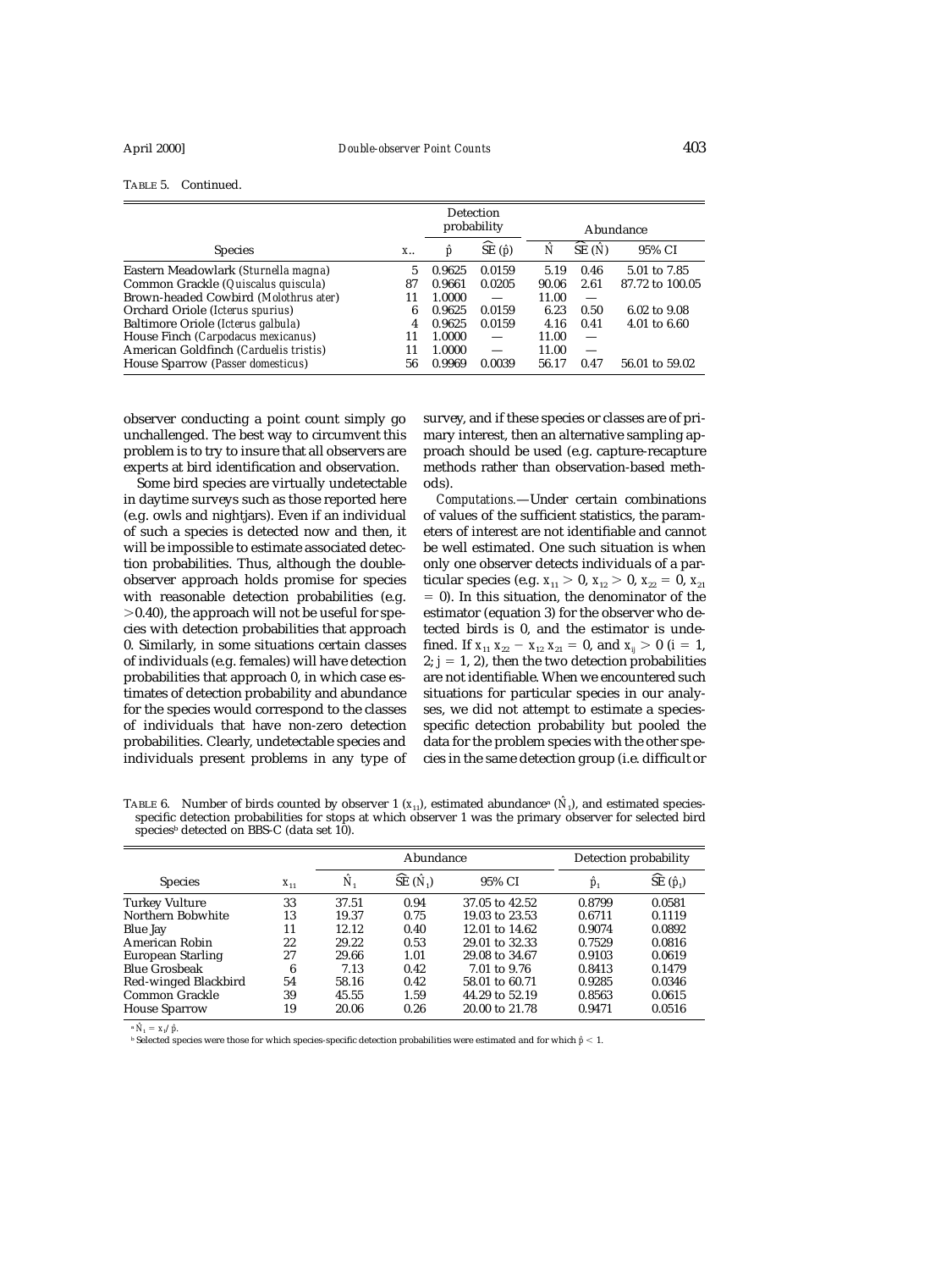TABLE 5. Continued.

| Species | $x_{..}$ | Detection probability $\hat{p}$ | $\widehat{SE}(\hat{p})$ | Abundance $\hat{N}$ | $\widehat{SE}(\hat{N})$ | 95% CI |
|---|---|---|---|---|---|---|
| Eastern Meadowlark (*Sturnella magna*) | 5 | 0.9625 | 0.0159 | 5.19 | 0.46 | 5.01 to 7.85 |
| Common Grackle (*Quiscalus quiscula*) | 87 | 0.9661 | 0.0205 | 90.06 | 2.61 | 87.72 to 100.05 |
| Brown-headed Cowbird (*Molothrus ater*) | 11 | 1.0000 | — | 11.00 | — | |
| Orchard Oriole (*Icterus spurius*) | 6 | 0.9625 | 0.0159 | 6.23 | 0.50 | 6.02 to 9.08 |
| Baltimore Oriole (*Icterus galbula*) | 4 | 0.9625 | 0.0159 | 4.16 | 0.41 | 4.01 to 6.60 |
| House Finch (*Carpodacus mexicanus*) | 11 | 1.0000 | — | 11.00 | — | |
| American Goldfinch (*Carduelis tristis*) | 11 | 1.0000 | — | 11.00 | — | |
| House Sparrow (*Passer domesticus*) | 56 | 0.9969 | 0.0039 | 56.17 | 0.47 | 56.01 to 59.02 |

observer conducting a point count simply go unchallenged. The best way to circumvent this problem is to try to insure that all observers are experts at bird identification and observation.

Some bird species are virtually undetectable in daytime surveys such as those reported here (e.g. owls and nightjars). Even if an individual of such a species is detected now and then, it will be impossible to estimate associated detection probabilities. Thus, although the double-observer approach holds promise for species with reasonable detection probabilities (e.g. $>0.40$), the approach will not be useful for species with detection probabilities that approach 0. Similarly, in some situations certain classes of individuals (e.g. females) will have detection probabilities that approach 0, in which case estimates of detection probability and abundance for the species would correspond to the classes of individuals that have non-zero detection probabilities. Clearly, undetectable species and individuals present problems in any type of survey, and if these species or classes are of primary interest, then an alternative sampling approach should be used (e.g. capture-recapture methods rather than observation-based methods).

*Computations.*—Under certain combinations of values of the sufficient statistics, the parameters of interest are not identifiable and cannot be well estimated. One such situation is when only one observer detects individuals of a particular species (e.g. $x_{11} > 0$, $x_{12} > 0$, $x_{22} = 0$, $x_{21} = 0$). In this situation, the denominator of the estimator (equation 3) for the observer who detected birds is 0, and the estimator is undefined. If $x_{11}x_{22} - x_{12}x_{21} = 0$, and $x_{ij} > 0$ ($i = 1, 2$; $j = 1, 2$), then the two detection probabilities are not identifiable. When we encountered such situations for particular species in our analyses, we did not attempt to estimate a species-specific detection probability but pooled the data for the problem species with the other species in the same detection group (i.e. difficult or

TABLE 6. Number of birds counted by observer 1 ($x_{11}$), estimated abundance[a] ($\hat{N}_1$), and estimated species-specific detection probabilities for stops at which observer 1 was the primary observer for selected bird species[b] detected on BBS-C (data set 10).

| Species | $x_{11}$ | Abundance $\hat{N}_1$ | $\widehat{SE}(\hat{N}_1)$ | 95% CI | Detection probability $\hat{p}_1$ | $\widehat{SE}(\hat{p}_1)$ |
|---|---|---|---|---|---|---|
| Turkey Vulture | 33 | 37.51 | 0.94 | 37.05 to 42.52 | 0.8799 | 0.0581 |
| Northern Bobwhite | 13 | 19.37 | 0.75 | 19.03 to 23.53 | 0.6711 | 0.1119 |
| Blue Jay | 11 | 12.12 | 0.40 | 12.01 to 14.62 | 0.9074 | 0.0892 |
| American Robin | 22 | 29.22 | 0.53 | 29.01 to 32.33 | 0.7529 | 0.0816 |
| European Starling | 27 | 29.66 | 1.01 | 29.08 to 34.67 | 0.9103 | 0.0619 |
| Blue Grosbeak | 6 | 7.13 | 0.42 | 7.01 to 9.76 | 0.8413 | 0.1479 |
| Red-winged Blackbird | 54 | 58.16 | 0.42 | 58.01 to 60.71 | 0.9285 | 0.0346 |
| Common Grackle | 39 | 45.55 | 1.59 | 44.29 to 52.19 | 0.8563 | 0.0615 |
| House Sparrow | 19 | 20.06 | 0.26 | 20.00 to 21.78 | 0.9471 | 0.0516 |

[a] $\hat{N}_1 = x_1/\hat{p}$.

[b] Selected species were those for which species-specific detection probabilities were estimated and for which $\hat{p} < 1$.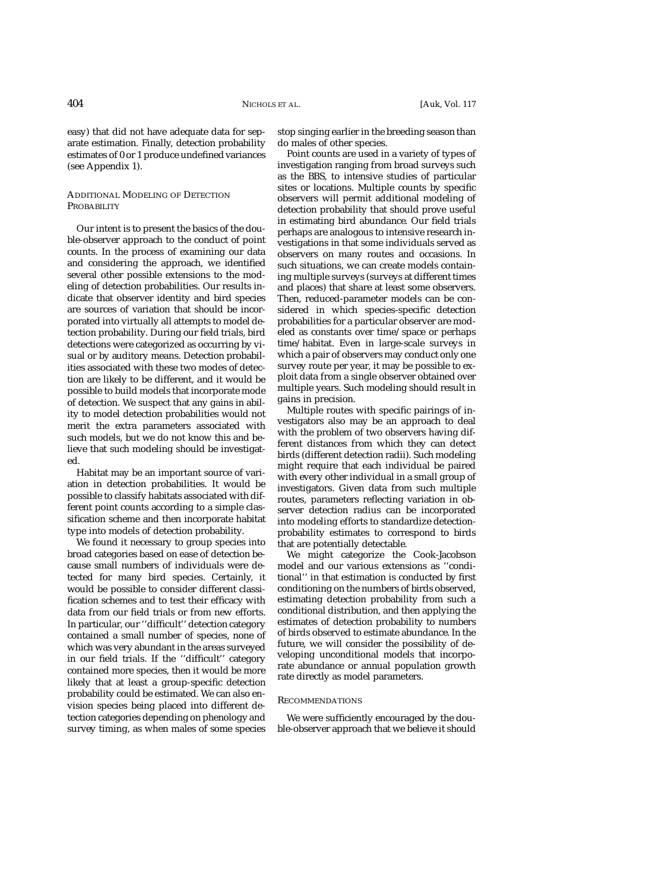easy) that did not have adequate data for separate estimation. Finally, detection probability estimates of 0 or 1 produce undefined variances (see Appendix 1).

### Additional Modeling of Detection Probability

Our intent is to present the basics of the double-observer approach to the conduct of point counts. In the process of examining our data and considering the approach, we identified several other possible extensions to the modeling of detection probabilities. Our results indicate that observer identity and bird species are sources of variation that should be incorporated into virtually all attempts to model detection probability. During our field trials, bird detections were categorized as occurring by visual or by auditory means. Detection probabilities associated with these two modes of detection are likely to be different, and it would be possible to build models that incorporate mode of detection. We suspect that any gains in ability to model detection probabilities would not merit the extra parameters associated with such models, but we do not know this and believe that such modeling should be investigated.

Habitat may be an important source of variation in detection probabilities. It would be possible to classify habitats associated with different point counts according to a simple classification scheme and then incorporate habitat type into models of detection probability.

We found it necessary to group species into broad categories based on ease of detection because small numbers of individuals were detected for many bird species. Certainly, it would be possible to consider different classification schemes and to test their efficacy with data from our field trials or from new efforts. In particular, our ''difficult'' detection category contained a small number of species, none of which was very abundant in the areas surveyed in our field trials. If the ''difficult'' category contained more species, then it would be more likely that at least a group-specific detection probability could be estimated. We can also envision species being placed into different detection categories depending on phenology and survey timing, as when males of some species stop singing earlier in the breeding season than do males of other species.

Point counts are used in a variety of types of investigation ranging from broad surveys such as the BBS, to intensive studies of particular sites or locations. Multiple counts by specific observers will permit additional modeling of detection probability that should prove useful in estimating bird abundance. Our field trials perhaps are analogous to intensive research investigations in that some individuals served as observers on many routes and occasions. In such situations, we can create models containing multiple surveys (surveys at different times and places) that share at least some observers. Then, reduced-parameter models can be considered in which species-specific detection probabilities for a particular observer are modeled as constants over time/space or perhaps time/habitat. Even in large-scale surveys in which a pair of observers may conduct only one survey route per year, it may be possible to exploit data from a single observer obtained over multiple years. Such modeling should result in gains in precision.

Multiple routes with specific pairings of investigators also may be an approach to deal with the problem of two observers having different distances from which they can detect birds (different detection radii). Such modeling might require that each individual be paired with every other individual in a small group of investigators. Given data from such multiple routes, parameters reflecting variation in observer detection radius can be incorporated into modeling efforts to standardize detection-probability estimates to correspond to birds that are potentially detectable.

We might categorize the Cook-Jacobson model and our various extensions as ''conditional'' in that estimation is conducted by first conditioning on the numbers of birds observed, estimating detection probability from such a conditional distribution, and then applying the estimates of detection probability to numbers of birds observed to estimate abundance. In the future, we will consider the possibility of developing unconditional models that incorporate abundance or annual population growth rate directly as model parameters.

### Recommendations

We were sufficiently encouraged by the double-observer approach that we believe it should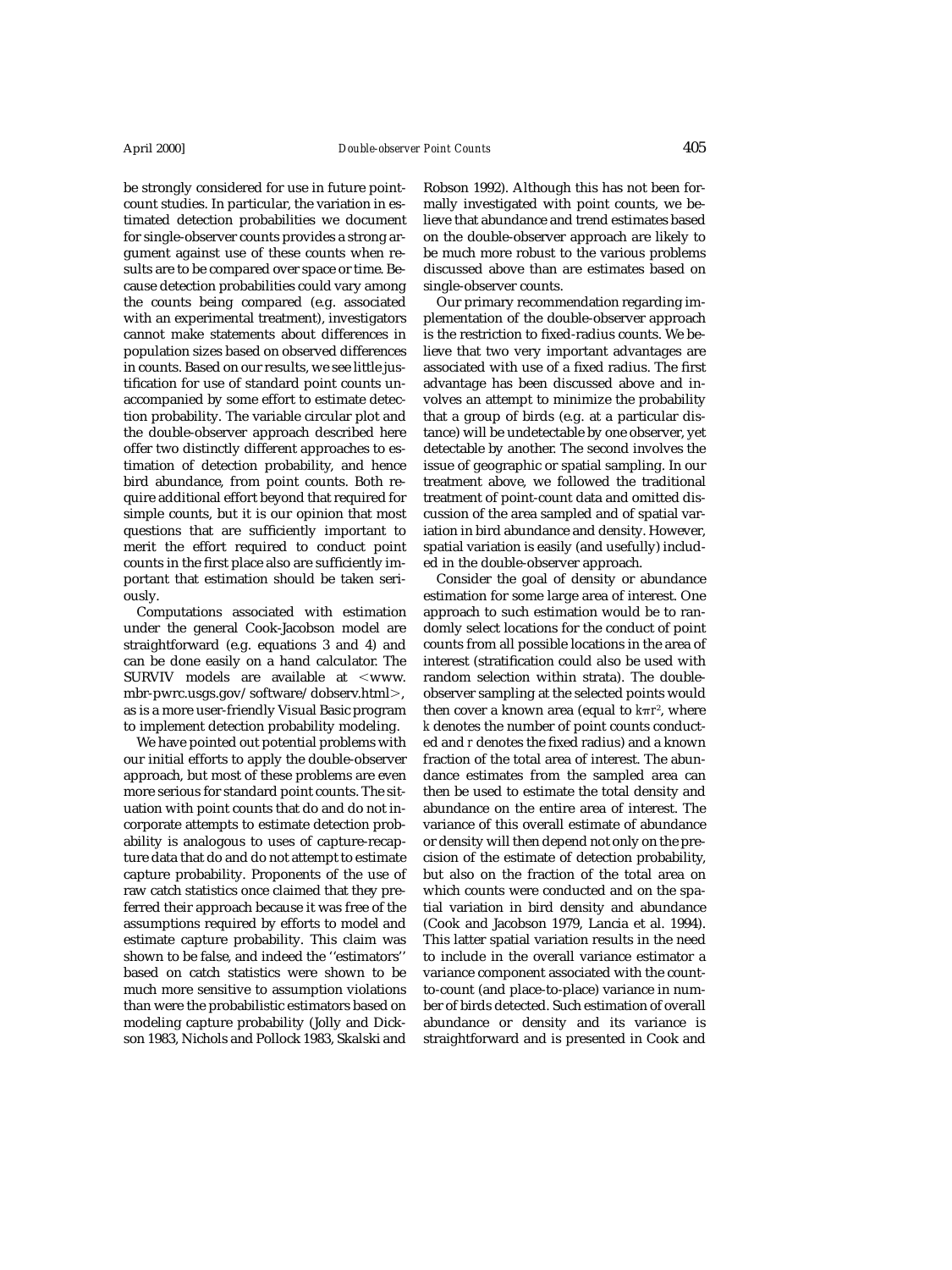be strongly considered for use in future point-count studies. In particular, the variation in estimated detection probabilities we document for single-observer counts provides a strong argument against use of these counts when results are to be compared over space or time. Because detection probabilities could vary among the counts being compared (e.g. associated with an experimental treatment), investigators cannot make statements about differences in population sizes based on observed differences in counts. Based on our results, we see little justification for use of standard point counts unaccompanied by some effort to estimate detection probability. The variable circular plot and the double-observer approach described here offer two distinctly different approaches to estimation of detection probability, and hence bird abundance, from point counts. Both require additional effort beyond that required for simple counts, but it is our opinion that most questions that are sufficiently important to merit the effort required to conduct point counts in the first place also are sufficiently important that estimation should be taken seriously.

Computations associated with estimation under the general Cook-Jacobson model are straightforward (e.g. equations 3 and 4) and can be done easily on a hand calculator. The SURVIV models are available at <www.mbr-pwrc.usgs.gov/software/dobserv.html>, as is a more user-friendly Visual Basic program to implement detection probability modeling.

We have pointed out potential problems with our initial efforts to apply the double-observer approach, but most of these problems are even more serious for standard point counts. The situation with point counts that do and do not incorporate attempts to estimate detection probability is analogous to uses of capture-recapture data that do and do not attempt to estimate capture probability. Proponents of the use of raw catch statistics once claimed that they preferred their approach because it was free of the assumptions required by efforts to model and estimate capture probability. This claim was shown to be false, and indeed the ''estimators'' based on catch statistics were shown to be much more sensitive to assumption violations than were the probabilistic estimators based on modeling capture probability (Jolly and Dickson 1983, Nichols and Pollock 1983, Skalski and Robson 1992). Although this has not been formally investigated with point counts, we believe that abundance and trend estimates based on the double-observer approach are likely to be much more robust to the various problems discussed above than are estimates based on single-observer counts.

Our primary recommendation regarding implementation of the double-observer approach is the restriction to fixed-radius counts. We believe that two very important advantages are associated with use of a fixed radius. The first advantage has been discussed above and involves an attempt to minimize the probability that a group of birds (e.g. at a particular distance) will be undetectable by one observer, yet detectable by another. The second involves the issue of geographic or spatial sampling. In our treatment above, we followed the traditional treatment of point-count data and omitted discussion of the area sampled and of spatial variation in bird abundance and density. However, spatial variation is easily (and usefully) included in the double-observer approach.

Consider the goal of density or abundance estimation for some large area of interest. One approach to such estimation would be to randomly select locations for the conduct of point counts from all possible locations in the area of interest (stratification could also be used with random selection within strata). The double-observer sampling at the selected points would then cover a known area (equal to $k\pi r^2$, where $k$ denotes the number of point counts conducted and $r$ denotes the fixed radius) and a known fraction of the total area of interest. The abundance estimates from the sampled area can then be used to estimate the total density and abundance on the entire area of interest. The variance of this overall estimate of abundance or density will then depend not only on the precision of the estimate of detection probability, but also on the fraction of the total area on which counts were conducted and on the spatial variation in bird density and abundance (Cook and Jacobson 1979, Lancia et al. 1994). This latter spatial variation results in the need to include in the overall variance estimator a variance component associated with the count-to-count (and place-to-place) variance in number of birds detected. Such estimation of overall abundance or density and its variance is straightforward and is presented in Cook and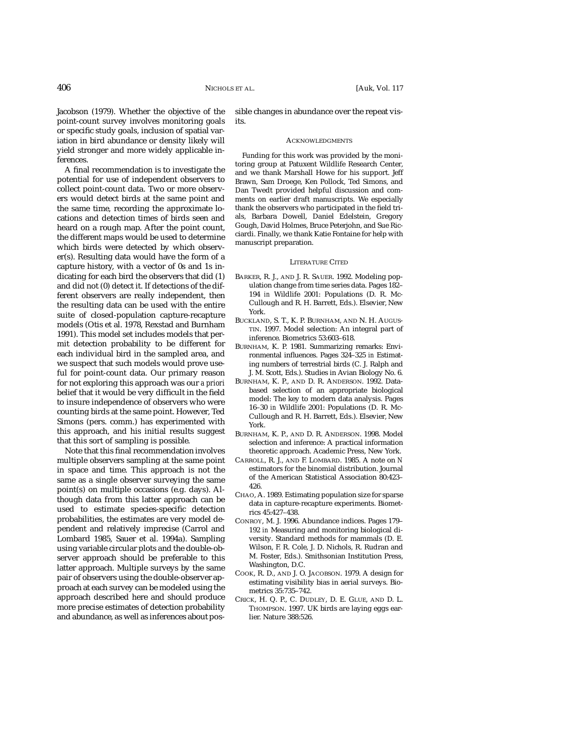Jacobson (1979). Whether the objective of the point-count survey involves monitoring goals or specific study goals, inclusion of spatial variation in bird abundance or density likely will yield stronger and more widely applicable inferences.

A final recommendation is to investigate the potential for use of independent observers to collect point-count data. Two or more observers would detect birds at the same point and the same time, recording the approximate locations and detection times of birds seen and heard on a rough map. After the point count, the different maps would be used to determine which birds were detected by which observer(s). Resulting data would have the form of a capture history, with a vector of 0s and 1s indicating for each bird the observers that did (1) and did not (0) detect it. If detections of the different observers are really independent, then the resulting data can be used with the entire suite of closed-population capture-recapture models (Otis et al. 1978, Rexstad and Burnham 1991). This model set includes models that permit detection probability to be different for each individual bird in the sampled area, and we suspect that such models would prove useful for point-count data. Our primary reason for not exploring this approach was our *a priori* belief that it would be very difficult in the field to insure independence of observers who were counting birds at the same point. However, Ted Simons (pers. comm.) has experimented with this approach, and his initial results suggest that this sort of sampling is possible.

Note that this final recommendation involves multiple observers sampling at the same point in space and time. This approach is not the same as a single observer surveying the same point(s) on multiple occasions (e.g. days). Although data from this latter approach can be used to estimate species-specific detection probabilities, the estimates are very model dependent and relatively imprecise (Carrol and Lombard 1985, Sauer et al. 1994a). Sampling using variable circular plots and the double-observer approach should be preferable to this latter approach. Multiple surveys by the same pair of observers using the double-observer approach at each survey can be modeled using the approach described here and should produce more precise estimates of detection probability and abundance, as well as inferences about possible changes in abundance over the repeat visits.

## Acknowledgments

Funding for this work was provided by the monitoring group at Patuxent Wildlife Research Center, and we thank Marshall Howe for his support. Jeff Brawn, Sam Droege, Ken Pollock, Ted Simons, and Dan Twedt provided helpful discussion and comments on earlier draft manuscripts. We especially thank the observers who participated in the field trials, Barbara Dowell, Daniel Edelstein, Gregory Gough, David Holmes, Bruce Peterjohn, and Sue Ricciardi. Finally, we thank Katie Fontaine for help with manuscript preparation.

## Literature Cited

Barker, R. J., and J. R. Sauer. 1992. Modeling population change from time series data. Pages 182–194 *in* Wildlife 2001: Populations (D. R. McCullough and R. H. Barrett, Eds.). Elsevier, New York.

Buckland, S. T., K. P. Burnham, and N. H. Augustin. 1997. Model selection: An integral part of inference. Biometrics 53:603–618.

Burnham, K. P. 1981. Summarizing remarks: Environmental influences. Pages 324–325 *in* Estimating numbers of terrestrial birds (C. J. Ralph and J. M. Scott, Eds.). Studies in Avian Biology No. 6.

Burnham, K. P., and D. R. Anderson. 1992. Data-based selection of an appropriate biological model: The key to modern data analysis. Pages 16–30 *in* Wildlife 2001: Populations (D. R. McCullough and R. H. Barrett, Eds.). Elsevier, New York.

Burnham, K. P., and D. R. Anderson. 1998. Model selection and inference: A practical information theoretic approach. Academic Press, New York.

Carroll, R. J., and F. Lombard. 1985. A note on N estimators for the binomial distribution. Journal of the American Statistical Association 80:423–426.

Chao, A. 1989. Estimating population size for sparse data in capture-recapture experiments. Biometrics 45:427–438.

Conroy, M. J. 1996. Abundance indices. Pages 179–192 *in* Measuring and monitoring biological diversity. Standard methods for mammals (D. E. Wilson, F. R. Cole, J. D. Nichols, R. Rudran and M. Foster, Eds.). Smithsonian Institution Press, Washington, D.C.

Cook, R. D., and J. O. Jacobson. 1979. A design for estimating visibility bias in aerial surveys. Biometrics 35:735–742.

Crick, H. Q. P., C. Dudley, D. E. Glue, and D. L. Thompson. 1997. UK birds are laying eggs earlier. Nature 388:526.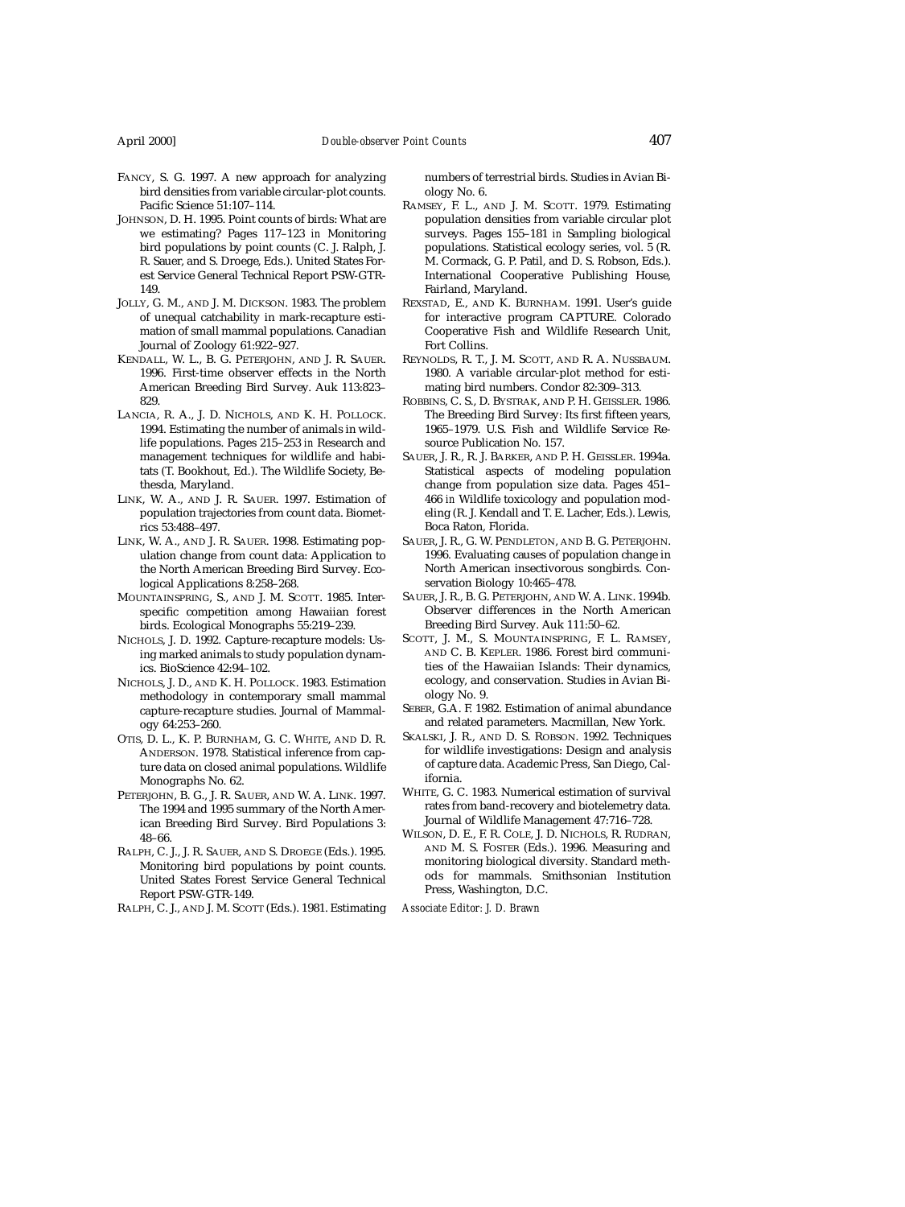FANCY, S. G. 1997. A new approach for analyzing bird densities from variable circular-plot counts. Pacific Science 51:107–114.

JOHNSON, D. H. 1995. Point counts of birds: What are we estimating? Pages 117–123 *in* Monitoring bird populations by point counts (C. J. Ralph, J. R. Sauer, and S. Droege, Eds.). United States Forest Service General Technical Report PSW-GTR-149.

JOLLY, G. M., AND J. M. DICKSON. 1983. The problem of unequal catchability in mark-recapture estimation of small mammal populations. Canadian Journal of Zoology 61:922–927.

KENDALL, W. L., B. G. PETERJOHN, AND J. R. SAUER. 1996. First-time observer effects in the North American Breeding Bird Survey. Auk 113:823–829.

LANCIA, R. A., J. D. NICHOLS, AND K. H. POLLOCK. 1994. Estimating the number of animals in wildlife populations. Pages 215–253 *in* Research and management techniques for wildlife and habitats (T. Bookhout, Ed.). The Wildlife Society, Bethesda, Maryland.

LINK, W. A., AND J. R. SAUER. 1997. Estimation of population trajectories from count data. Biometrics 53:488–497.

LINK, W. A., AND J. R. SAUER. 1998. Estimating population change from count data: Application to the North American Breeding Bird Survey. Ecological Applications 8:258–268.

MOUNTAINSPRING, S., AND J. M. SCOTT. 1985. Interspecific competition among Hawaiian forest birds. Ecological Monographs 55:219–239.

NICHOLS, J. D. 1992. Capture-recapture models: Using marked animals to study population dynamics. BioScience 42:94–102.

NICHOLS, J. D., AND K. H. POLLOCK. 1983. Estimation methodology in contemporary small mammal capture-recapture studies. Journal of Mammalogy 64:253–260.

OTIS, D. L., K. P. BURNHAM, G. C. WHITE, AND D. R. ANDERSON. 1978. Statistical inference from capture data on closed animal populations. Wildlife Monographs No. 62.

PETERJOHN, B. G., J. R. SAUER, AND W. A. LINK. 1997. The 1994 and 1995 summary of the North American Breeding Bird Survey. Bird Populations 3: 48–66.

RALPH, C. J., J. R. SAUER, AND S. DROEGE (Eds.). 1995. Monitoring bird populations by point counts. United States Forest Service General Technical Report PSW-GTR-149.

RALPH, C. J., AND J. M. SCOTT (Eds.). 1981. Estimating numbers of terrestrial birds. Studies in Avian Biology No. 6.

RAMSEY, F. L., AND J. M. SCOTT. 1979. Estimating population densities from variable circular plot surveys. Pages 155–181 *in* Sampling biological populations. Statistical ecology series, vol. 5 (R. M. Cormack, G. P. Patil, and D. S. Robson, Eds.). International Cooperative Publishing House, Fairland, Maryland.

REXSTAD, E., AND K. BURNHAM. 1991. User's guide for interactive program CAPTURE. Colorado Cooperative Fish and Wildlife Research Unit, Fort Collins.

REYNOLDS, R. T., J. M. SCOTT, AND R. A. NUSSBAUM. 1980. A variable circular-plot method for estimating bird numbers. Condor 82:309–313.

ROBBINS, C. S., D. BYSTRAK, AND P. H. GEISSLER. 1986. The Breeding Bird Survey: Its first fifteen years, 1965–1979. U.S. Fish and Wildlife Service Resource Publication No. 157.

SAUER, J. R., R. J. BARKER, AND P. H. GEISSLER. 1994a. Statistical aspects of modeling population change from population size data. Pages 451–466 *in* Wildlife toxicology and population modeling (R. J. Kendall and T. E. Lacher, Eds.). Lewis, Boca Raton, Florida.

SAUER, J. R., G. W. PENDLETON, AND B. G. PETERJOHN. 1996. Evaluating causes of population change in North American insectivorous songbirds. Conservation Biology 10:465–478.

SAUER, J. R., B. G. PETERJOHN, AND W. A. LINK. 1994b. Observer differences in the North American Breeding Bird Survey. Auk 111:50–62.

SCOTT, J. M., S. MOUNTAINSPRING, F. L. RAMSEY, AND C. B. KEPLER. 1986. Forest bird communities of the Hawaiian Islands: Their dynamics, ecology, and conservation. Studies in Avian Biology No. 9.

SEBER, G.A. F. 1982. Estimation of animal abundance and related parameters. Macmillan, New York.

SKALSKI, J. R., AND D. S. ROBSON. 1992. Techniques for wildlife investigations: Design and analysis of capture data. Academic Press, San Diego, California.

WHITE, G. C. 1983. Numerical estimation of survival rates from band-recovery and biotelemetry data. Journal of Wildlife Management 47:716–728.

WILSON, D. E., F. R. COLE, J. D. NICHOLS, R. RUDRAN, AND M. S. FOSTER (Eds.). 1996. Measuring and monitoring biological diversity. Standard methods for mammals. Smithsonian Institution Press, Washington, D.C.

*Associate Editor: J. D. Brawn*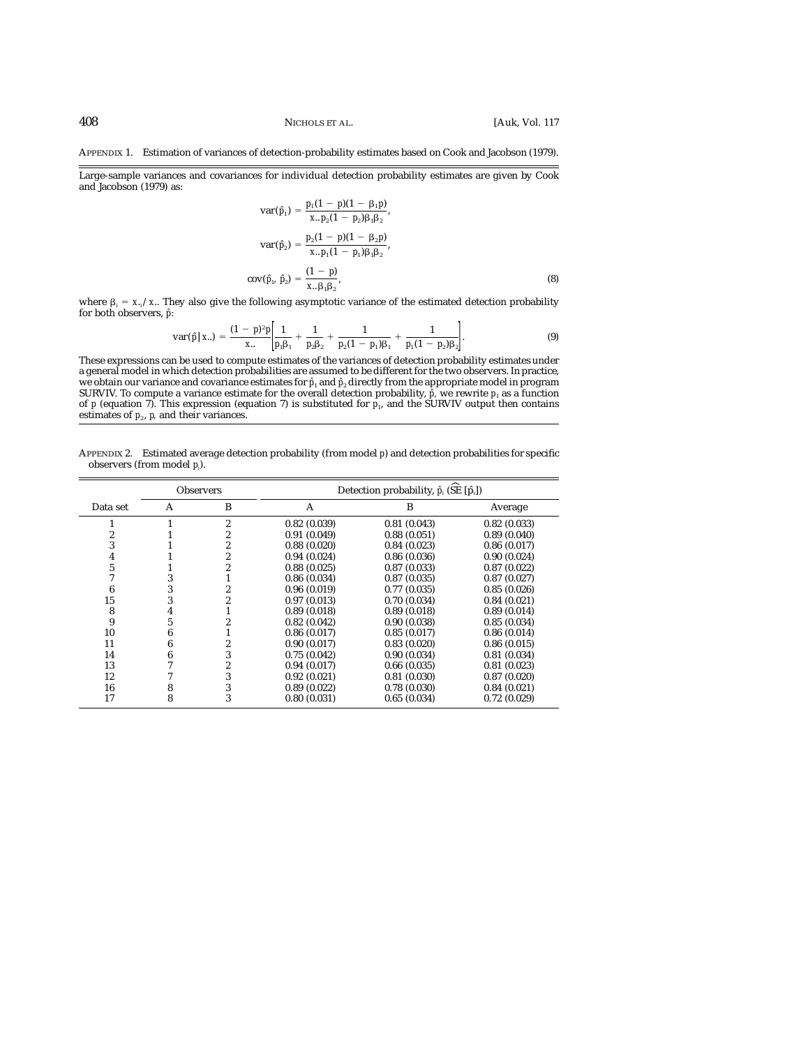APPENDIX 1. Estimation of variances of detection-probability estimates based on Cook and Jacobson (1979).

Large-sample variances and covariances for individual detection probability estimates are given by Cook and Jacobson (1979) as:

$$\text{var}(\hat{p}_1) = \frac{p_1(1 - p)(1 - \beta_1 p)}{x_{..}p_2(1 - p_2)\beta_1\beta_2},$$

$$\text{var}(\hat{p}_2) = \frac{p_2(1 - p)(1 - \beta_2 p)}{x_{..}p_1(1 - p_1)\beta_1\beta_2},$$

$$\text{cov}(\hat{p}_1, \hat{p}_2) = \frac{(1 - p)}{x_{..}\beta_1\beta_2}, \tag{8}$$

where $\beta_i = x_{.i}/x_{..}$ They also give the following asymptotic variance of the estimated detection probability for both observers, $\hat{p}$:

$$\text{var}(\hat{p}\,|\,x_{..}) = \frac{(1 - p)^2 p}{x_{..}}\left[\frac{1}{p_1\beta_1} + \frac{1}{p_2\beta_2} + \frac{1}{p_2(1 - p_1)\beta_1} + \frac{1}{p_1(1 - p_2)\beta_2}\right]. \tag{9}$$

These expressions can be used to compute estimates of the variances of detection probability estimates under a general model in which detection probabilities are assumed to be different for the two observers. In practice, we obtain our variance and covariance estimates for $\hat{p}_1$ and $\hat{p}_2$ directly from the appropriate model in program SURVIV. To compute a variance estimate for the overall detection probability, $\hat{p}$, we rewrite $p_1$ as a function of $p$ (equation 7). This expression (equation 7) is substituted for $p_1$, and the SURVIV output then contains estimates of $p_2$, $p$, and their variances.

APPENDIX 2. Estimated average detection probability (from model $p$) and detection probabilities for specific observers (from model $p_i$).

| | Observers | | Detection probability, $\hat{p}_i$ ($\widehat{\text{SE}}$ [$\hat{p}_i$]) | | |
|---|---|---|---|---|---|
| Data set | A | B | A | B | Average |
| 1 | 1 | 2 | 0.82 (0.039) | 0.81 (0.043) | 0.82 (0.033) |
| 2 | 1 | 2 | 0.91 (0.049) | 0.88 (0.051) | 0.89 (0.040) |
| 3 | 1 | 2 | 0.88 (0.020) | 0.84 (0.023) | 0.86 (0.017) |
| 4 | 1 | 2 | 0.94 (0.024) | 0.86 (0.036) | 0.90 (0.024) |
| 5 | 1 | 2 | 0.88 (0.025) | 0.87 (0.033) | 0.87 (0.022) |
| 7 | 3 | 1 | 0.86 (0.034) | 0.87 (0.035) | 0.87 (0.027) |
| 6 | 3 | 2 | 0.96 (0.019) | 0.77 (0.035) | 0.85 (0.026) |
| 15 | 3 | 2 | 0.97 (0.013) | 0.70 (0.034) | 0.84 (0.021) |
| 8 | 4 | 1 | 0.89 (0.018) | 0.89 (0.018) | 0.89 (0.014) |
| 9 | 5 | 2 | 0.82 (0.042) | 0.90 (0.038) | 0.85 (0.034) |
| 10 | 6 | 1 | 0.86 (0.017) | 0.85 (0.017) | 0.86 (0.014) |
| 11 | 6 | 2 | 0.90 (0.017) | 0.83 (0.020) | 0.86 (0.015) |
| 14 | 6 | 3 | 0.75 (0.042) | 0.90 (0.034) | 0.81 (0.034) |
| 13 | 7 | 2 | 0.94 (0.017) | 0.66 (0.035) | 0.81 (0.023) |
| 12 | 7 | 3 | 0.92 (0.021) | 0.81 (0.030) | 0.87 (0.020) |
| 16 | 8 | 3 | 0.89 (0.022) | 0.78 (0.030) | 0.84 (0.021) |
| 17 | 8 | 3 | 0.80 (0.031) | 0.65 (0.034) | 0.72 (0.029) |